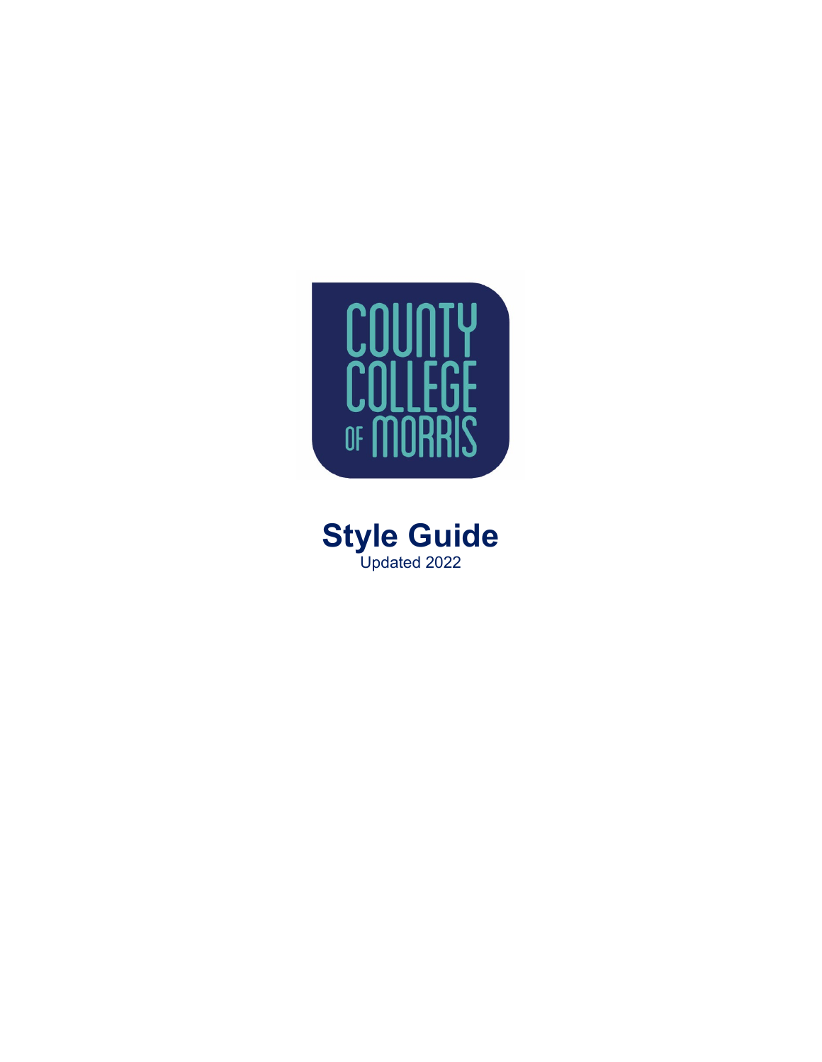COUNTY COLLEGE OF MORRIS

# Style Guide

Updated 2022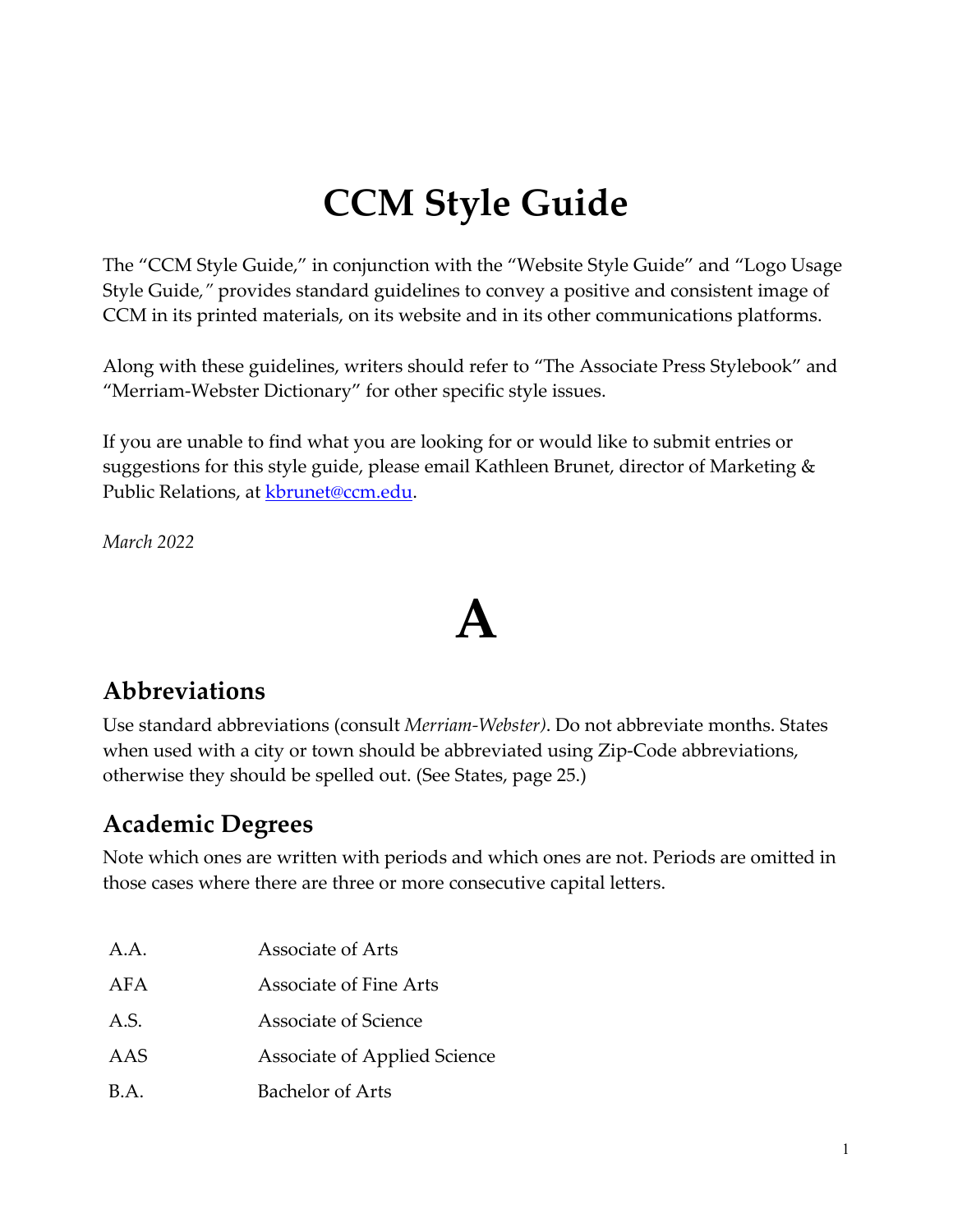# CCM Style Guide

The "CCM Style Guide," in conjunction with the "Website Style Guide" and "Logo Usage Style Guide," provides standard guidelines to convey a positive and consistent image of CCM in its printed materials, on its website and in its other communications platforms.

Along with these guidelines, writers should refer to "The Associate Press Stylebook" and "Merriam-Webster Dictionary" for other specific style issues.

If you are unable to find what you are looking for or would like to submit entries or suggestions for this style guide, please email Kathleen Brunet, director of Marketing & Public Relations, at kbrunet@ccm.edu.

*March 2022*

# A

## Abbreviations

Use standard abbreviations (consult *Merriam-Webster)*. Do not abbreviate months. States when used with a city or town should be abbreviated using Zip-Code abbreviations, otherwise they should be spelled out. (See States, page 25.)

## Academic Degrees

Note which ones are written with periods and which ones are not. Periods are omitted in those cases where there are three or more consecutive capital letters.

| | |
|---|---|
| A.A. | Associate of Arts |
| AFA | Associate of Fine Arts |
| A.S. | Associate of Science |
| AAS | Associate of Applied Science |
| B.A. | Bachelor of Arts |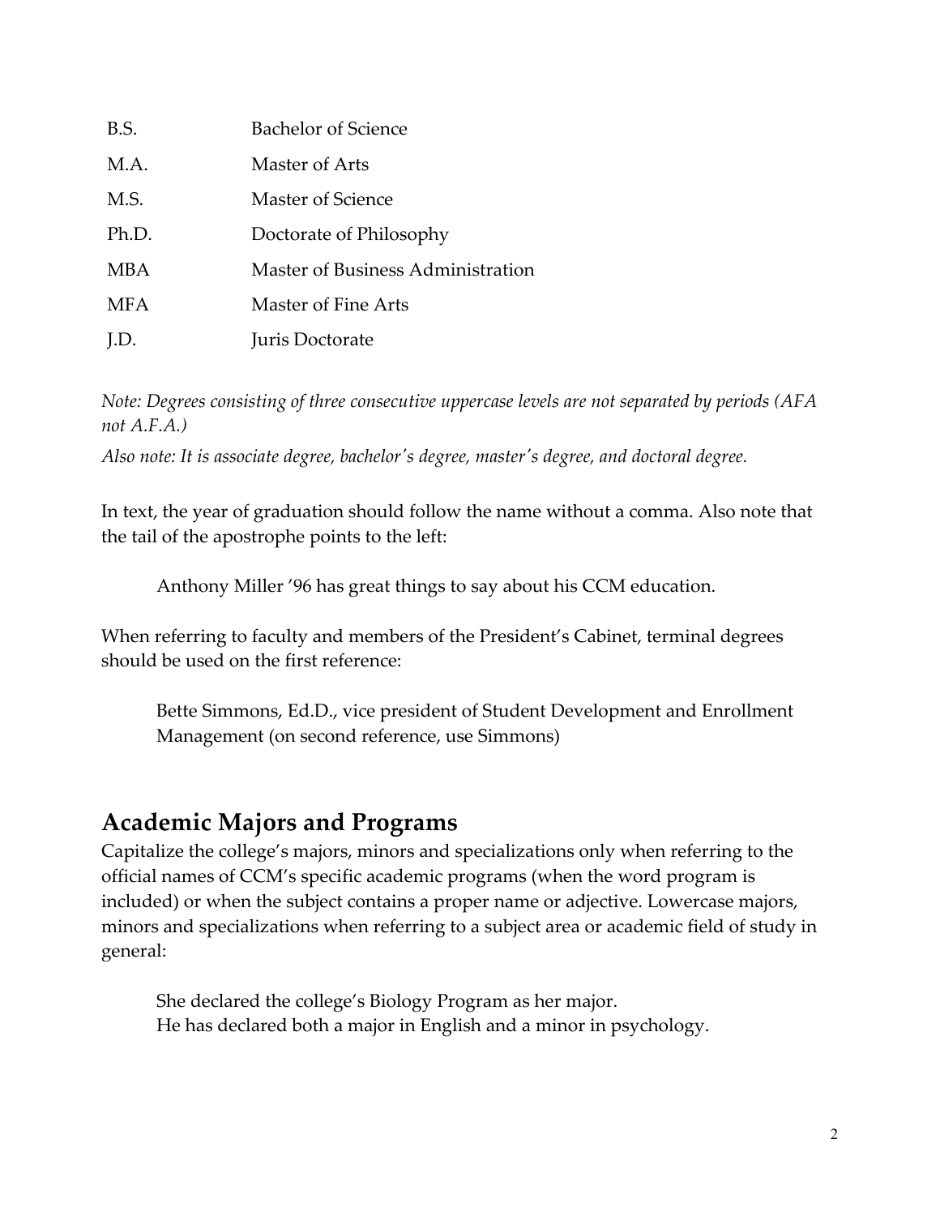| | |
|---|---|
| B.S. | Bachelor of Science |
| M.A. | Master of Arts |
| M.S. | Master of Science |
| Ph.D. | Doctorate of Philosophy |
| MBA | Master of Business Administration |
| MFA | Master of Fine Arts |
| J.D. | Juris Doctorate |

*Note: Degrees consisting of three consecutive uppercase levels are not separated by periods (AFA not A.F.A.)*

*Also note: It is associate degree, bachelor's degree, master's degree, and doctoral degree.*

In text, the year of graduation should follow the name without a comma. Also note that the tail of the apostrophe points to the left:

> Anthony Miller '96 has great things to say about his CCM education.

When referring to faculty and members of the President's Cabinet, terminal degrees should be used on the first reference:

> Bette Simmons, Ed.D., vice president of Student Development and Enrollment Management (on second reference, use Simmons)

## Academic Majors and Programs

Capitalize the college's majors, minors and specializations only when referring to the official names of CCM's specific academic programs (when the word program is included) or when the subject contains a proper name or adjective. Lowercase majors, minors and specializations when referring to a subject area or academic field of study in general:

> She declared the college's Biology Program as her major.
> He has declared both a major in English and a minor in psychology.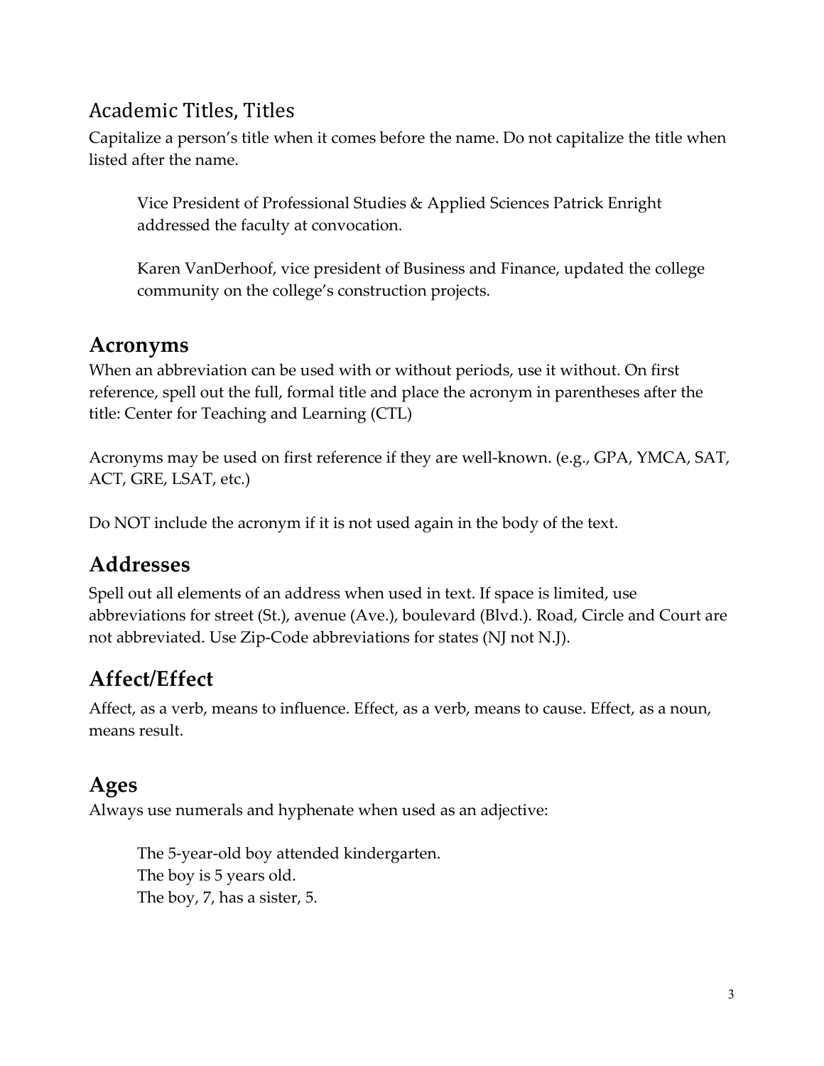## Academic Titles, Titles

Capitalize a person's title when it comes before the name. Do not capitalize the title when listed after the name.

> Vice President of Professional Studies & Applied Sciences Patrick Enright addressed the faculty at convocation.
>
> Karen VanDerhoof, vice president of Business and Finance, updated the college community on the college's construction projects.

## Acronyms

When an abbreviation can be used with or without periods, use it without. On first reference, spell out the full, formal title and place the acronym in parentheses after the title: Center for Teaching and Learning (CTL)

Acronyms may be used on first reference if they are well-known. (e.g., GPA, YMCA, SAT, ACT, GRE, LSAT, etc.)

Do NOT include the acronym if it is not used again in the body of the text.

## Addresses

Spell out all elements of an address when used in text. If space is limited, use abbreviations for street (St.), avenue (Ave.), boulevard (Blvd.). Road, Circle and Court are not abbreviated. Use Zip-Code abbreviations for states (NJ not N.J).

## Affect/Effect

Affect, as a verb, means to influence. Effect, as a verb, means to cause. Effect, as a noun, means result.

## Ages

Always use numerals and hyphenate when used as an adjective:

> The 5-year-old boy attended kindergarten.
> The boy is 5 years old.
> The boy, 7, has a sister, 5.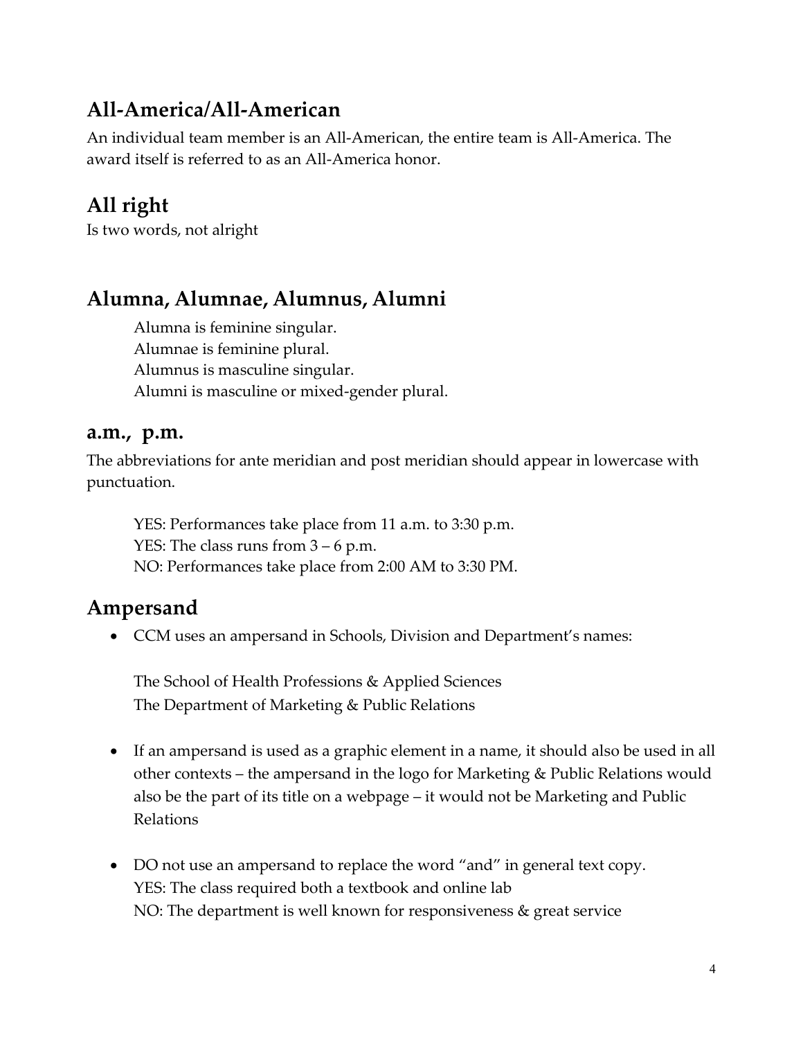## All-America/All-American

An individual team member is an All-American, the entire team is All-America. The award itself is referred to as an All-America honor.

## All right

Is two words, not alright

## Alumna, Alumnae, Alumnus, Alumni

Alumna is feminine singular.
Alumnae is feminine plural.
Alumnus is masculine singular.
Alumni is masculine or mixed-gender plural.

## a.m., p.m.

The abbreviations for ante meridian and post meridian should appear in lowercase with punctuation.

YES: Performances take place from 11 a.m. to 3:30 p.m.
YES: The class runs from 3 – 6 p.m.
NO: Performances take place from 2:00 AM to 3:30 PM.

## Ampersand

- CCM uses an ampersand in Schools, Division and Department's names:

  The School of Health Professions & Applied Sciences
  The Department of Marketing & Public Relations

- If an ampersand is used as a graphic element in a name, it should also be used in all other contexts – the ampersand in the logo for Marketing & Public Relations would also be the part of its title on a webpage – it would not be Marketing and Public Relations

- DO not use an ampersand to replace the word "and" in general text copy.
  YES: The class required both a textbook and online lab
  NO: The department is well known for responsiveness & great service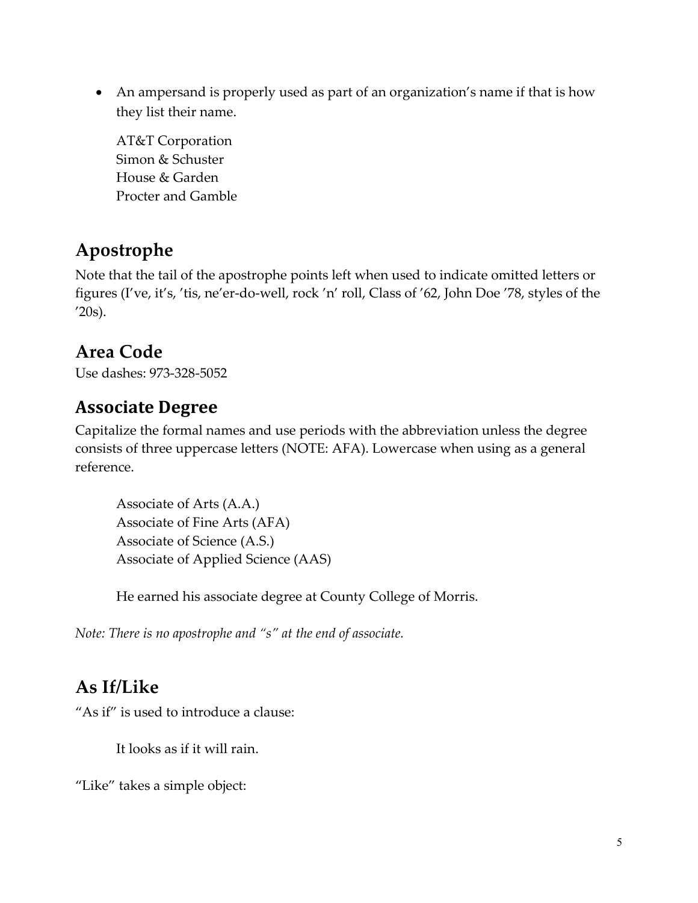- An ampersand is properly used as part of an organization's name if that is how they list their name.

  AT&T Corporation
  Simon & Schuster
  House & Garden
  Procter and Gamble

## Apostrophe

Note that the tail of the apostrophe points left when used to indicate omitted letters or figures (I've, it's, 'tis, ne'er-do-well, rock 'n' roll, Class of '62, John Doe '78, styles of the '20s).

## Area Code

Use dashes: 973-328-5052

## Associate Degree

Capitalize the formal names and use periods with the abbreviation unless the degree consists of three uppercase letters (NOTE: AFA). Lowercase when using as a general reference.

> Associate of Arts (A.A.)
> Associate of Fine Arts (AFA)
> Associate of Science (A.S.)
> Associate of Applied Science (AAS)
>
> He earned his associate degree at County College of Morris.

*Note: There is no apostrophe and "s" at the end of associate.*

## As If/Like

"As if" is used to introduce a clause:

> It looks as if it will rain.

"Like" takes a simple object: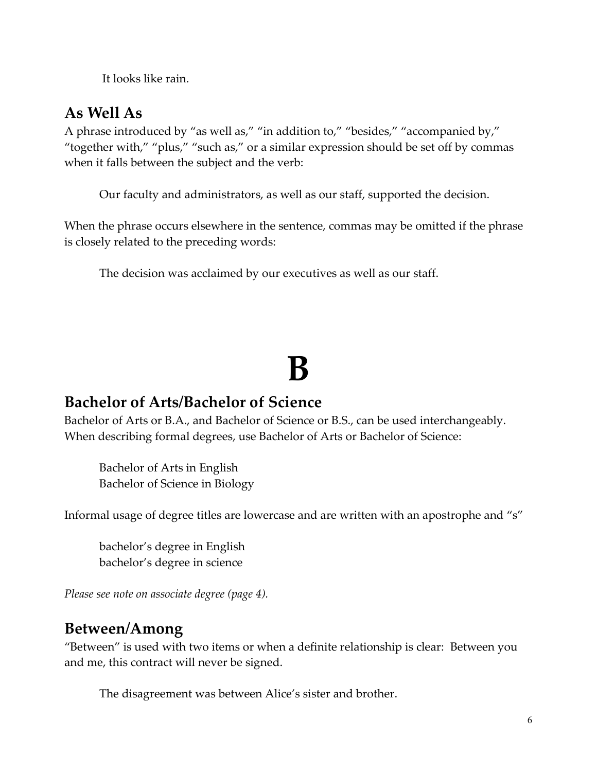It looks like rain.

## As Well As

A phrase introduced by "as well as," "in addition to," "besides," "accompanied by," "together with," "plus," "such as," or a similar expression should be set off by commas when it falls between the subject and the verb:

> Our faculty and administrators, as well as our staff, supported the decision.

When the phrase occurs elsewhere in the sentence, commas may be omitted if the phrase is closely related to the preceding words:

> The decision was acclaimed by our executives as well as our staff.

# B

## Bachelor of Arts/Bachelor of Science

Bachelor of Arts or B.A., and Bachelor of Science or B.S., can be used interchangeably. When describing formal degrees, use Bachelor of Arts or Bachelor of Science:

> Bachelor of Arts in English
> Bachelor of Science in Biology

Informal usage of degree titles are lowercase and are written with an apostrophe and "s"

> bachelor's degree in English
> bachelor's degree in science

*Please see note on associate degree (page 4).*

## Between/Among

"Between" is used with two items or when a definite relationship is clear: Between you and me, this contract will never be signed.

> The disagreement was between Alice's sister and brother.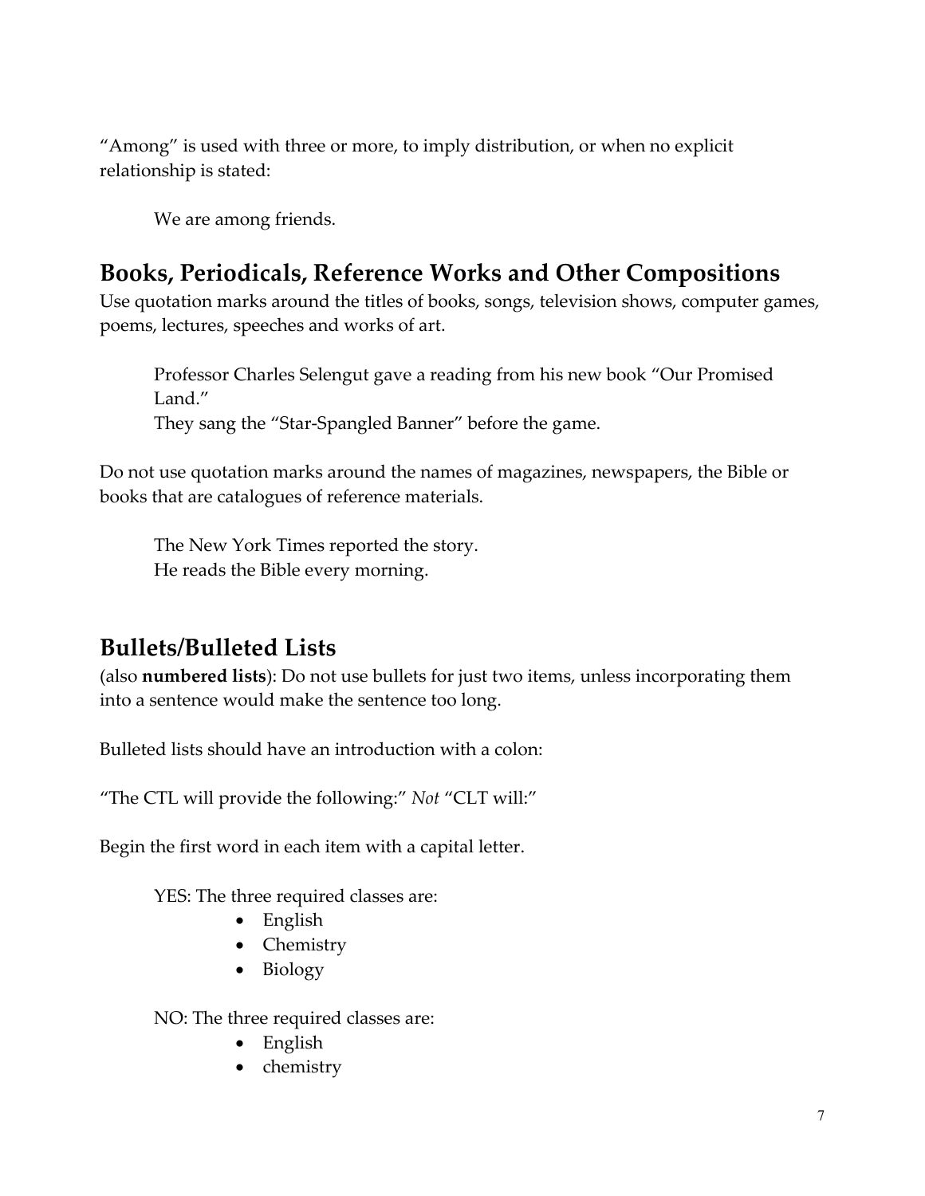"Among" is used with three or more, to imply distribution, or when no explicit relationship is stated:

> We are among friends.

## Books, Periodicals, Reference Works and Other Compositions

Use quotation marks around the titles of books, songs, television shows, computer games, poems, lectures, speeches and works of art.

> Professor Charles Selengut gave a reading from his new book "Our Promised Land."
> They sang the "Star-Spangled Banner" before the game.

Do not use quotation marks around the names of magazines, newspapers, the Bible or books that are catalogues of reference materials.

> The New York Times reported the story.
> He reads the Bible every morning.

## Bullets/Bulleted Lists

(also **numbered lists**): Do not use bullets for just two items, unless incorporating them into a sentence would make the sentence too long.

Bulleted lists should have an introduction with a colon:

"The CTL will provide the following:" *Not* "CLT will:"

Begin the first word in each item with a capital letter.

YES: The three required classes are:

- English
- Chemistry
- Biology

NO: The three required classes are:

- English
- chemistry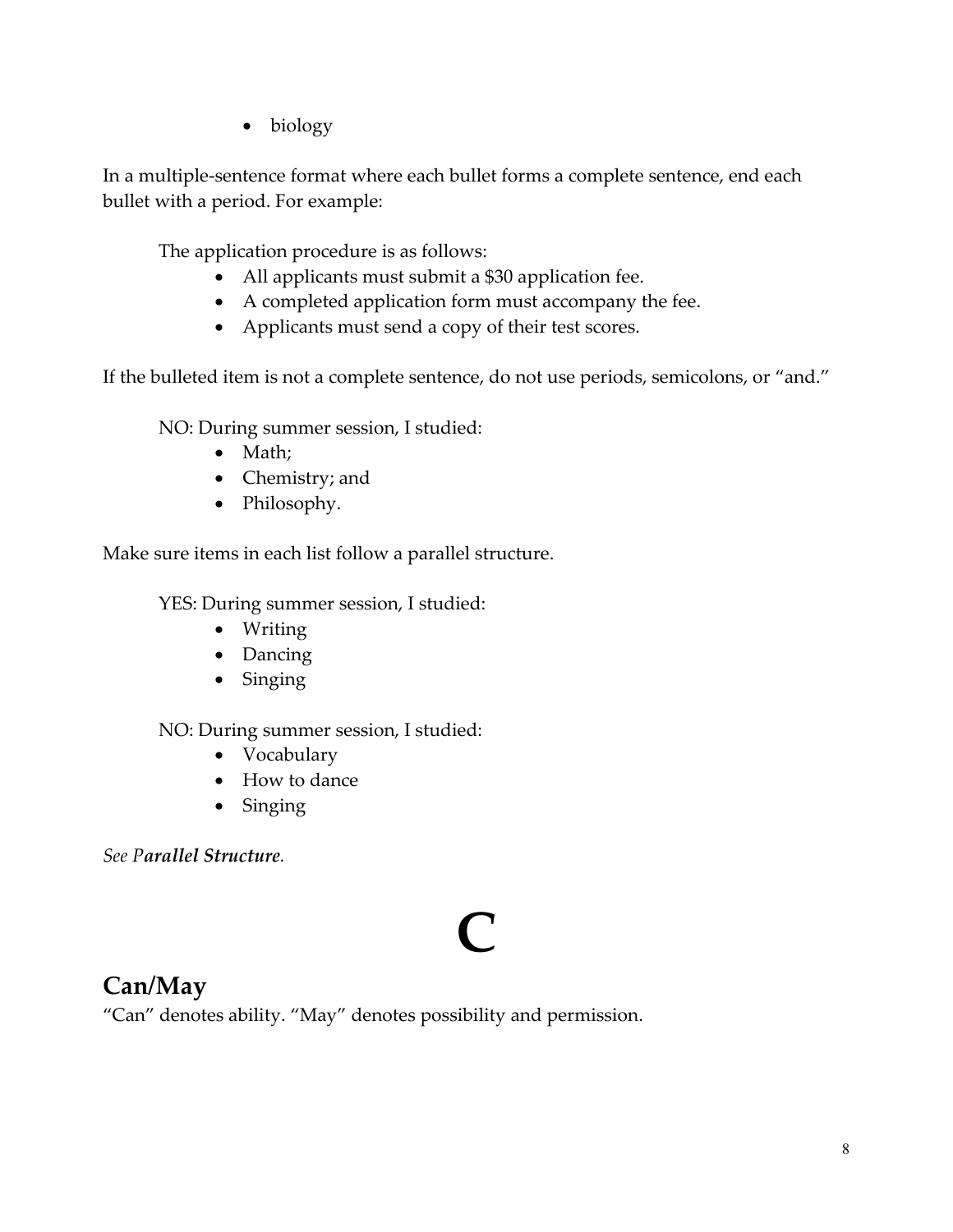- biology

In a multiple-sentence format where each bullet forms a complete sentence, end each bullet with a period. For example:

The application procedure is as follows:

- All applicants must submit a $30 application fee.
- A completed application form must accompany the fee.
- Applicants must send a copy of their test scores.

If the bulleted item is not a complete sentence, do not use periods, semicolons, or "and."

NO: During summer session, I studied:

- Math;
- Chemistry; and
- Philosophy.

Make sure items in each list follow a parallel structure.

YES: During summer session, I studied:

- Writing
- Dancing
- Singing

NO: During summer session, I studied:

- Vocabulary
- How to dance
- Singing

*See P**arallel Structure**.*

# C

## Can/May

"Can" denotes ability. "May" denotes possibility and permission.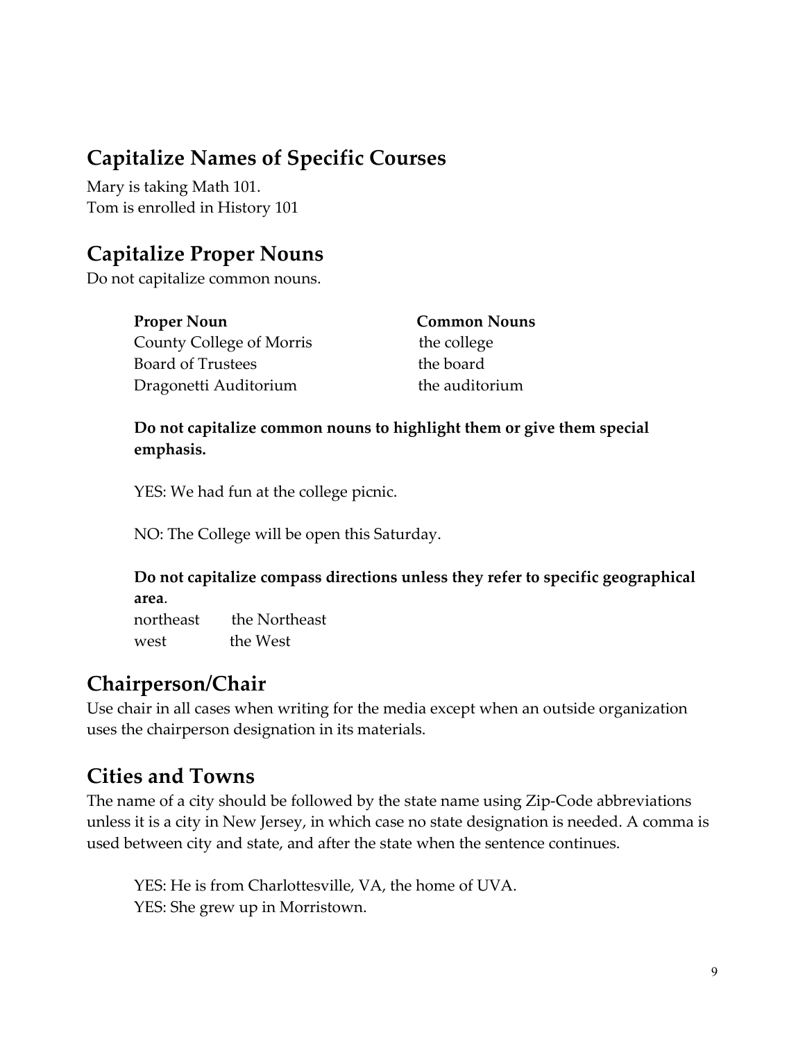## Capitalize Names of Specific Courses

Mary is taking Math 101.
Tom is enrolled in History 101

## Capitalize Proper Nouns

Do not capitalize common nouns.

| Proper Noun | Common Nouns |
|---|---|
| County College of Morris | the college |
| Board of Trustees | the board |
| Dragonetti Auditorium | the auditorium |

**Do not capitalize common nouns to highlight them or give them special emphasis.**

YES: We had fun at the college picnic.

NO: The College will be open this Saturday.

**Do not capitalize compass directions unless they refer to specific geographical area**.

| | |
|---|---|
| northeast | the Northeast |
| west | the West |

## Chairperson/Chair

Use chair in all cases when writing for the media except when an outside organization uses the chairperson designation in its materials.

## Cities and Towns

The name of a city should be followed by the state name using Zip-Code abbreviations unless it is a city in New Jersey, in which case no state designation is needed. A comma is used between city and state, and after the state when the sentence continues.

YES: He is from Charlottesville, VA, the home of UVA.
YES: She grew up in Morristown.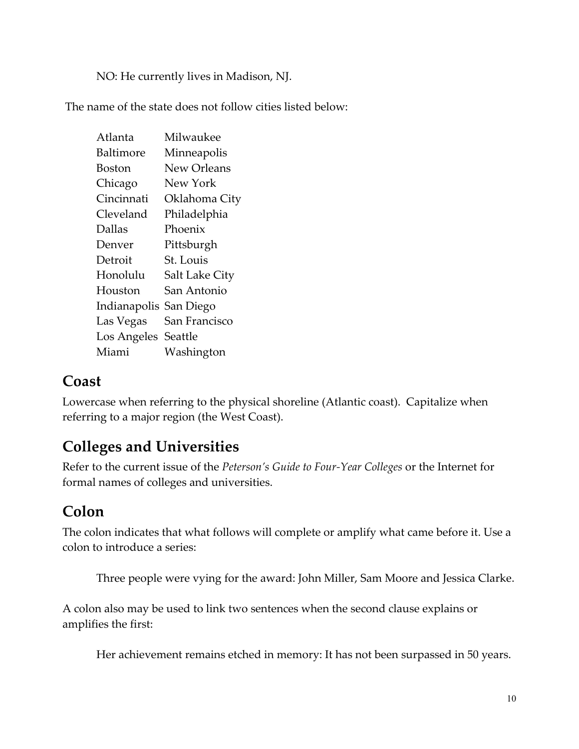NO: He currently lives in Madison, NJ.

The name of the state does not follow cities listed below:

| | |
|---|---|
| Atlanta | Milwaukee |
| Baltimore | Minneapolis |
| Boston | New Orleans |
| Chicago | New York |
| Cincinnati | Oklahoma City |
| Cleveland | Philadelphia |
| Dallas | Phoenix |
| Denver | Pittsburgh |
| Detroit | St. Louis |
| Honolulu | Salt Lake City |
| Houston | San Antonio |
| Indianapolis | San Diego |
| Las Vegas | San Francisco |
| Los Angeles | Seattle |
| Miami | Washington |

## Coast

Lowercase when referring to the physical shoreline (Atlantic coast). Capitalize when referring to a major region (the West Coast).

## Colleges and Universities

Refer to the current issue of the *Peterson's Guide to Four-Year Colleges* or the Internet for formal names of colleges and universities.

## Colon

The colon indicates that what follows will complete or amplify what came before it. Use a colon to introduce a series:

> Three people were vying for the award: John Miller, Sam Moore and Jessica Clarke.

A colon also may be used to link two sentences when the second clause explains or amplifies the first:

> Her achievement remains etched in memory: It has not been surpassed in 50 years.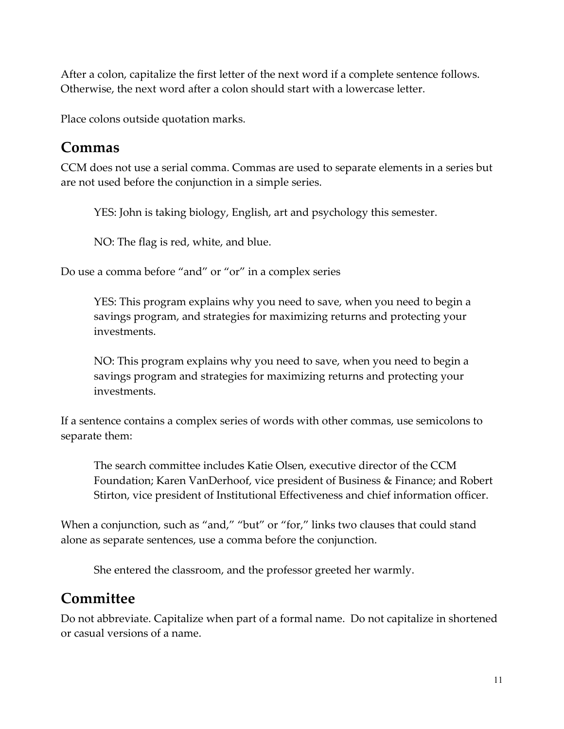After a colon, capitalize the first letter of the next word if a complete sentence follows. Otherwise, the next word after a colon should start with a lowercase letter.

Place colons outside quotation marks.

## Commas

CCM does not use a serial comma. Commas are used to separate elements in a series but are not used before the conjunction in a simple series.

> YES: John is taking biology, English, art and psychology this semester.
>
> NO: The flag is red, white, and blue.

Do use a comma before "and" or "or" in a complex series

> YES: This program explains why you need to save, when you need to begin a savings program, and strategies for maximizing returns and protecting your investments.
>
> NO: This program explains why you need to save, when you need to begin a savings program and strategies for maximizing returns and protecting your investments.

If a sentence contains a complex series of words with other commas, use semicolons to separate them:

> The search committee includes Katie Olsen, executive director of the CCM Foundation; Karen VanDerhoof, vice president of Business & Finance; and Robert Stirton, vice president of Institutional Effectiveness and chief information officer.

When a conjunction, such as "and," "but" or "for," links two clauses that could stand alone as separate sentences, use a comma before the conjunction.

> She entered the classroom, and the professor greeted her warmly.

## Committee

Do not abbreviate. Capitalize when part of a formal name. Do not capitalize in shortened or casual versions of a name.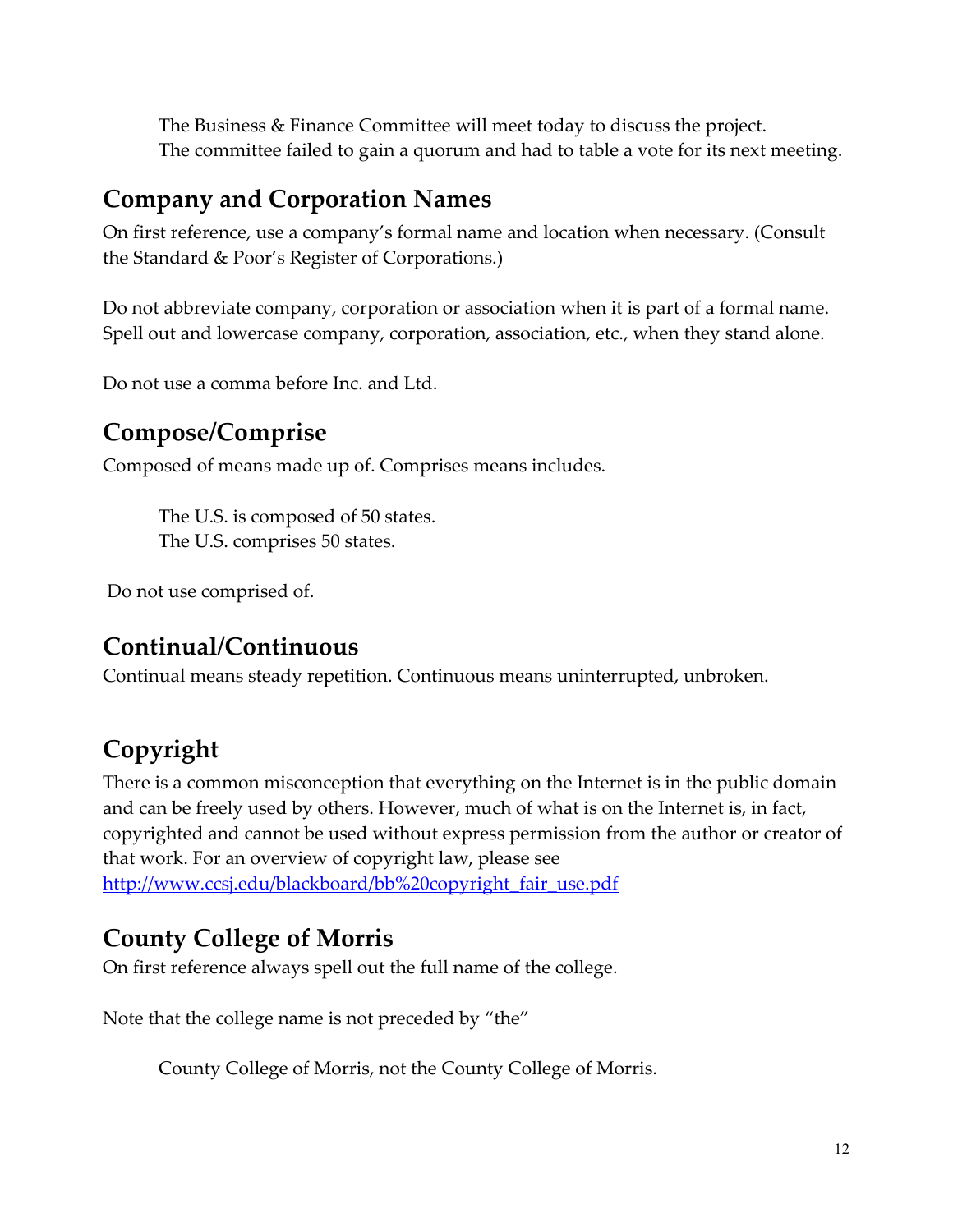The Business & Finance Committee will meet today to discuss the project.
The committee failed to gain a quorum and had to table a vote for its next meeting.

## Company and Corporation Names

On first reference, use a company's formal name and location when necessary. (Consult the Standard & Poor's Register of Corporations.)

Do not abbreviate company, corporation or association when it is part of a formal name. Spell out and lowercase company, corporation, association, etc., when they stand alone.

Do not use a comma before Inc. and Ltd.

## Compose/Comprise

Composed of means made up of. Comprises means includes.

The U.S. is composed of 50 states.
The U.S. comprises 50 states.

Do not use comprised of.

## Continual/Continuous

Continual means steady repetition. Continuous means uninterrupted, unbroken.

## Copyright

There is a common misconception that everything on the Internet is in the public domain and can be freely used by others. However, much of what is on the Internet is, in fact, copyrighted and cannot be used without express permission from the author or creator of that work. For an overview of copyright law, please see http://www.ccsj.edu/blackboard/bb%20copyright_fair_use.pdf

## County College of Morris

On first reference always spell out the full name of the college.

Note that the college name is not preceded by "the"

County College of Morris, not the County College of Morris.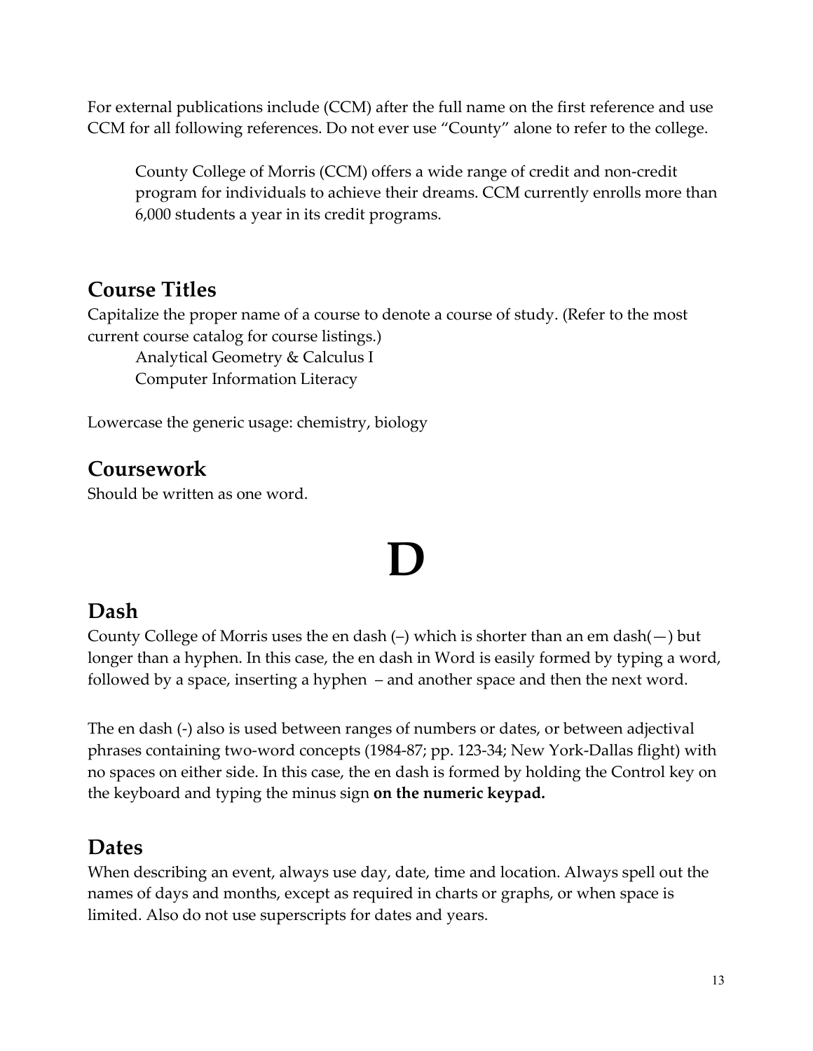For external publications include (CCM) after the full name on the first reference and use CCM for all following references. Do not ever use "County" alone to refer to the college.

> County College of Morris (CCM) offers a wide range of credit and non-credit program for individuals to achieve their dreams. CCM currently enrolls more than 6,000 students a year in its credit programs.

## Course Titles

Capitalize the proper name of a course to denote a course of study. (Refer to the most current course catalog for course listings.)

> Analytical Geometry & Calculus I
> Computer Information Literacy

Lowercase the generic usage: chemistry, biology

## Coursework

Should be written as one word.

# D

## Dash

County College of Morris uses the en dash (–) which is shorter than an em dash(—) but longer than a hyphen. In this case, the en dash in Word is easily formed by typing a word, followed by a space, inserting a hyphen – and another space and then the next word.

The en dash (-) also is used between ranges of numbers or dates, or between adjectival phrases containing two-word concepts (1984-87; pp. 123-34; New York-Dallas flight) with no spaces on either side. In this case, the en dash is formed by holding the Control key on the keyboard and typing the minus sign **on the numeric keypad.**

## Dates

When describing an event, always use day, date, time and location. Always spell out the names of days and months, except as required in charts or graphs, or when space is limited. Also do not use superscripts for dates and years.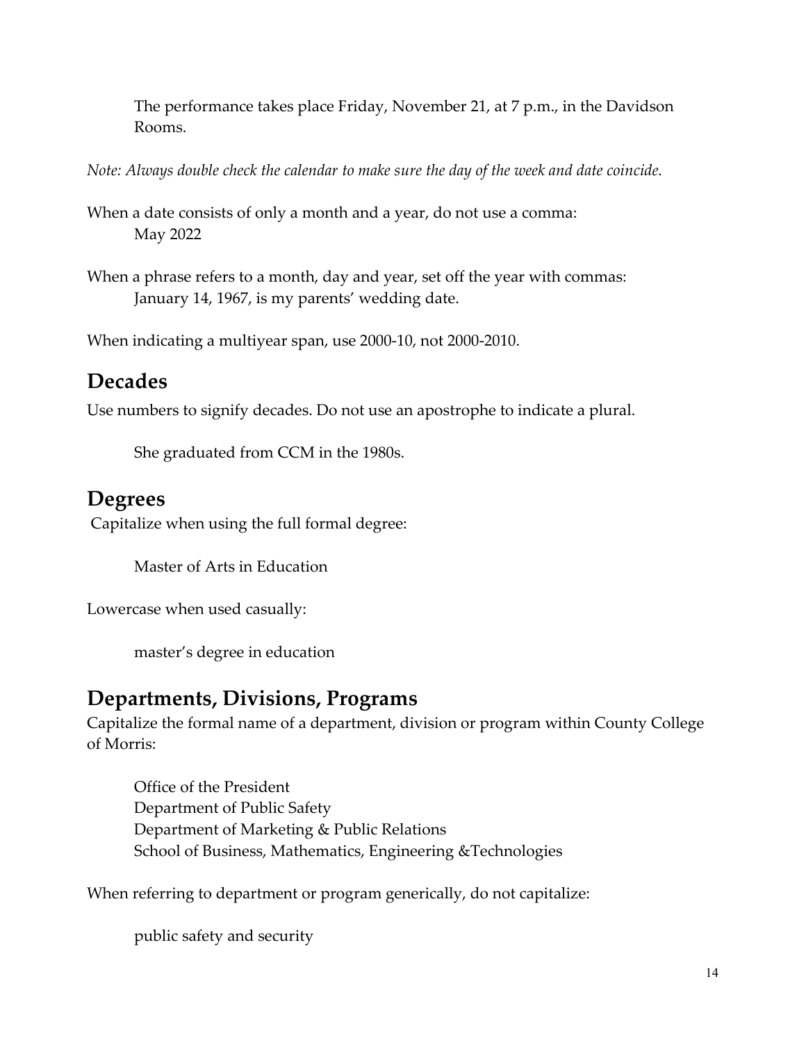The performance takes place Friday, November 21, at 7 p.m., in the Davidson Rooms.

*Note: Always double check the calendar to make sure the day of the week and date coincide.*

When a date consists of only a month and a year, do not use a comma:

May 2022

When a phrase refers to a month, day and year, set off the year with commas:

January 14, 1967, is my parents' wedding date.

When indicating a multiyear span, use 2000-10, not 2000-2010.

## Decades

Use numbers to signify decades. Do not use an apostrophe to indicate a plural.

She graduated from CCM in the 1980s.

## Degrees

Capitalize when using the full formal degree:

Master of Arts in Education

Lowercase when used casually:

master's degree in education

## Departments, Divisions, Programs

Capitalize the formal name of a department, division or program within County College of Morris:

Office of the President  
Department of Public Safety  
Department of Marketing & Public Relations  
School of Business, Mathematics, Engineering &Technologies

When referring to department or program generically, do not capitalize:

public safety and security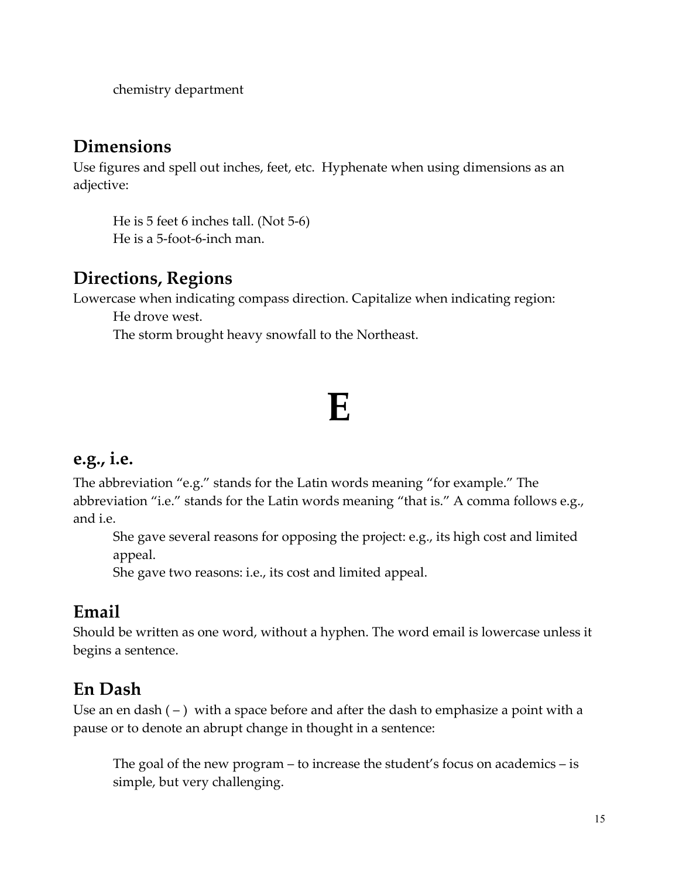chemistry department

## Dimensions

Use figures and spell out inches, feet, etc. Hyphenate when using dimensions as an adjective:

> He is 5 feet 6 inches tall. (Not 5-6)
> He is a 5-foot-6-inch man.

## Directions, Regions

Lowercase when indicating compass direction. Capitalize when indicating region:

> He drove west.
> The storm brought heavy snowfall to the Northeast.

# E

## e.g., i.e.

The abbreviation "e.g." stands for the Latin words meaning "for example." The abbreviation "i.e." stands for the Latin words meaning "that is." A comma follows e.g., and i.e.

> She gave several reasons for opposing the project: e.g., its high cost and limited appeal.
> She gave two reasons: i.e., its cost and limited appeal.

## Email

Should be written as one word, without a hyphen. The word email is lowercase unless it begins a sentence.

## En Dash

Use an en dash ( – ) with a space before and after the dash to emphasize a point with a pause or to denote an abrupt change in thought in a sentence:

> The goal of the new program – to increase the student's focus on academics – is simple, but very challenging.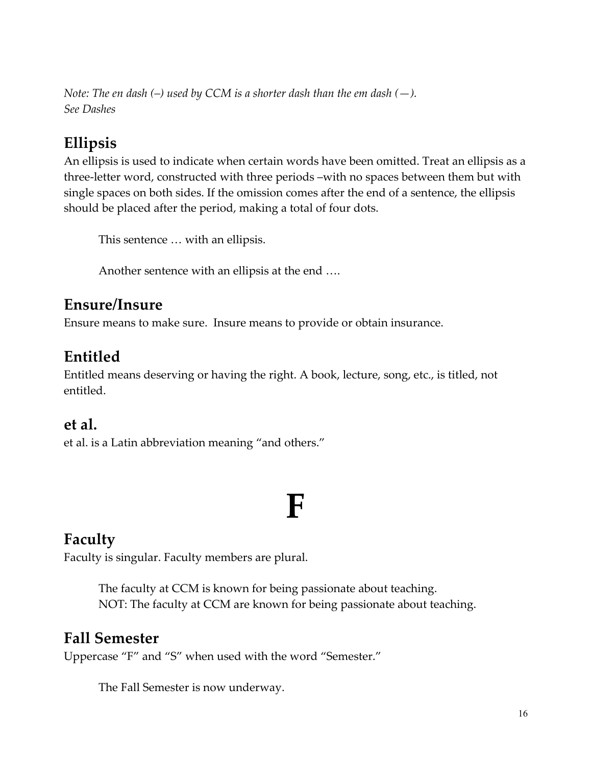*Note: The en dash (–) used by CCM is a shorter dash than the em dash (—).*
*See Dashes*

## Ellipsis

An ellipsis is used to indicate when certain words have been omitted. Treat an ellipsis as a three-letter word, constructed with three periods –with no spaces between them but with single spaces on both sides. If the omission comes after the end of a sentence, the ellipsis should be placed after the period, making a total of four dots.

> This sentence … with an ellipsis.
>
> Another sentence with an ellipsis at the end ….

## Ensure/Insure

Ensure means to make sure.  Insure means to provide or obtain insurance.

## Entitled

Entitled means deserving or having the right. A book, lecture, song, etc., is titled, not entitled.

## et al.

et al. is a Latin abbreviation meaning "and others."

# F

## Faculty

Faculty is singular. Faculty members are plural.

> The faculty at CCM is known for being passionate about teaching.
> NOT: The faculty at CCM are known for being passionate about teaching.

## Fall Semester

Uppercase "F" and "S" when used with the word "Semester."

> The Fall Semester is now underway.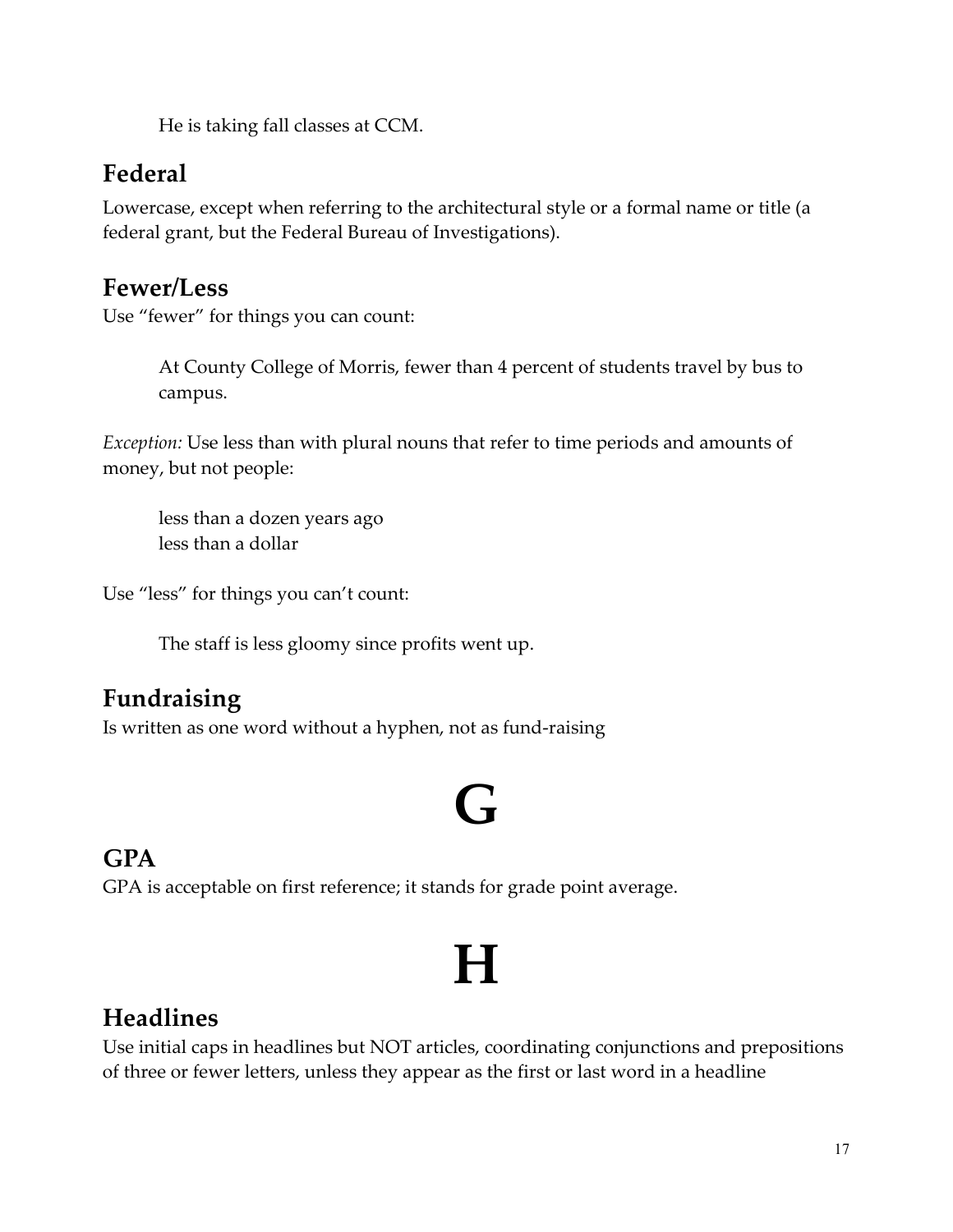He is taking fall classes at CCM.

## Federal

Lowercase, except when referring to the architectural style or a formal name or title (a federal grant, but the Federal Bureau of Investigations).

## Fewer/Less

Use "fewer" for things you can count:

> At County College of Morris, fewer than 4 percent of students travel by bus to campus.

*Exception:* Use less than with plural nouns that refer to time periods and amounts of money, but not people:

> less than a dozen years ago
> less than a dollar

Use "less" for things you can't count:

> The staff is less gloomy since profits went up.

## Fundraising

Is written as one word without a hyphen, not as fund-raising

# G

## GPA

GPA is acceptable on first reference; it stands for grade point average.

# H

## Headlines

Use initial caps in headlines but NOT articles, coordinating conjunctions and prepositions of three or fewer letters, unless they appear as the first or last word in a headline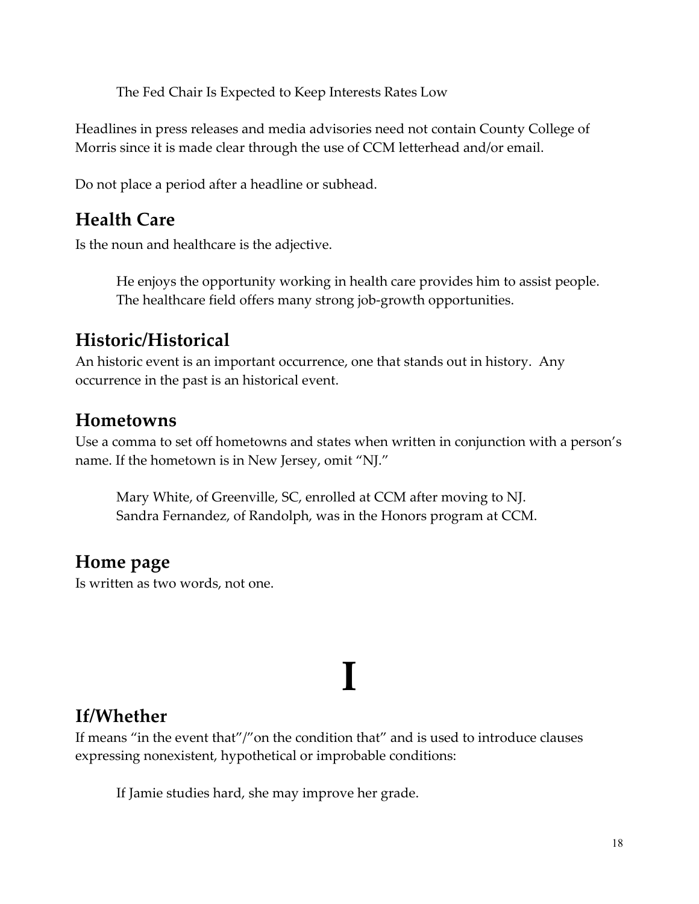The Fed Chair Is Expected to Keep Interests Rates Low

Headlines in press releases and media advisories need not contain County College of Morris since it is made clear through the use of CCM letterhead and/or email.

Do not place a period after a headline or subhead.

## Health Care

Is the noun and healthcare is the adjective.

> He enjoys the opportunity working in health care provides him to assist people.
> The healthcare field offers many strong job-growth opportunities.

## Historic/Historical

An historic event is an important occurrence, one that stands out in history. Any occurrence in the past is an historical event.

## Hometowns

Use a comma to set off hometowns and states when written in conjunction with a person's name. If the hometown is in New Jersey, omit "NJ."

> Mary White, of Greenville, SC, enrolled at CCM after moving to NJ.
> Sandra Fernandez, of Randolph, was in the Honors program at CCM.

## Home page

Is written as two words, not one.

# I

## If/Whether

If means "in the event that"/"on the condition that" and is used to introduce clauses expressing nonexistent, hypothetical or improbable conditions:

> If Jamie studies hard, she may improve her grade.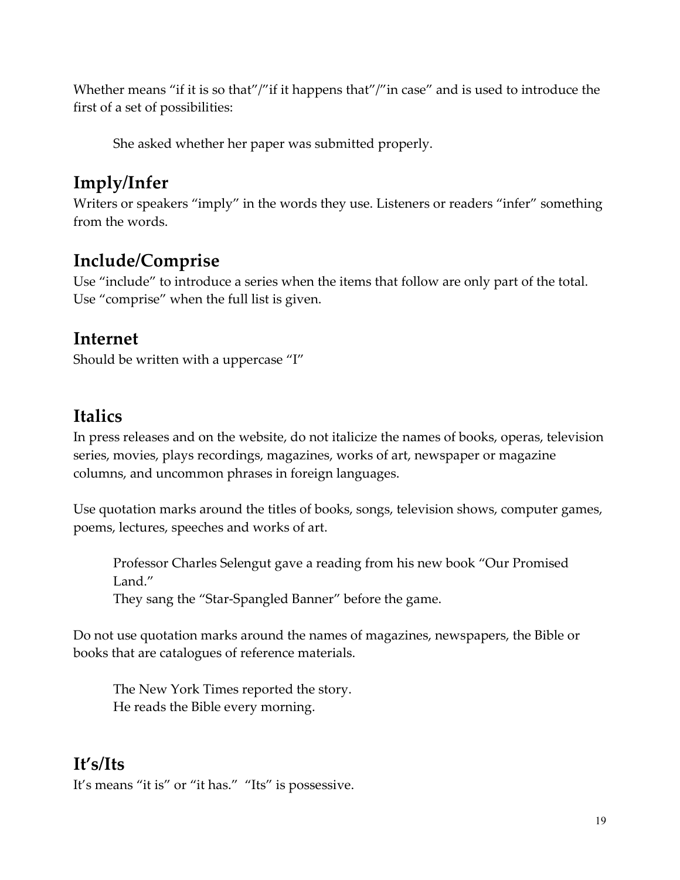Whether means “if it is so that”/”if it happens that”/”in case” and is used to introduce the first of a set of possibilities:

> She asked whether her paper was submitted properly.

## Imply/Infer

Writers or speakers “imply” in the words they use. Listeners or readers “infer” something from the words.

## Include/Comprise

Use “include” to introduce a series when the items that follow are only part of the total. Use “comprise” when the full list is given.

## Internet

Should be written with a uppercase “I”

## Italics

In press releases and on the website, do not italicize the names of books, operas, television series, movies, plays recordings, magazines, works of art, newspaper or magazine columns, and uncommon phrases in foreign languages.

Use quotation marks around the titles of books, songs, television shows, computer games, poems, lectures, speeches and works of art.

> Professor Charles Selengut gave a reading from his new book “Our Promised Land.”
> They sang the “Star-Spangled Banner” before the game.

Do not use quotation marks around the names of magazines, newspapers, the Bible or books that are catalogues of reference materials.

> The New York Times reported the story.
> He reads the Bible every morning.

## It’s/Its

It’s means “it is” or “it has.” “Its” is possessive.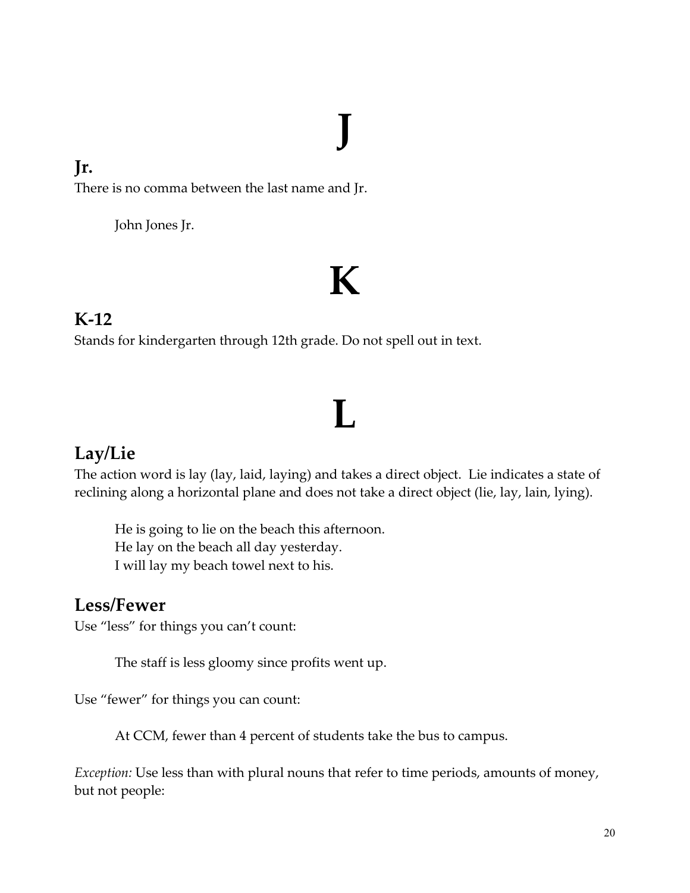# J

## Jr.

There is no comma between the last name and Jr.

> John Jones Jr.

# K

## K-12

Stands for kindergarten through 12th grade. Do not spell out in text.

# L

## Lay/Lie

The action word is lay (lay, laid, laying) and takes a direct object. Lie indicates a state of reclining along a horizontal plane and does not take a direct object (lie, lay, lain, lying).

> He is going to lie on the beach this afternoon.
> He lay on the beach all day yesterday.
> I will lay my beach towel next to his.

## Less/Fewer

Use "less" for things you can't count:

> The staff is less gloomy since profits went up.

Use "fewer" for things you can count:

> At CCM, fewer than 4 percent of students take the bus to campus.

*Exception:* Use less than with plural nouns that refer to time periods, amounts of money, but not people: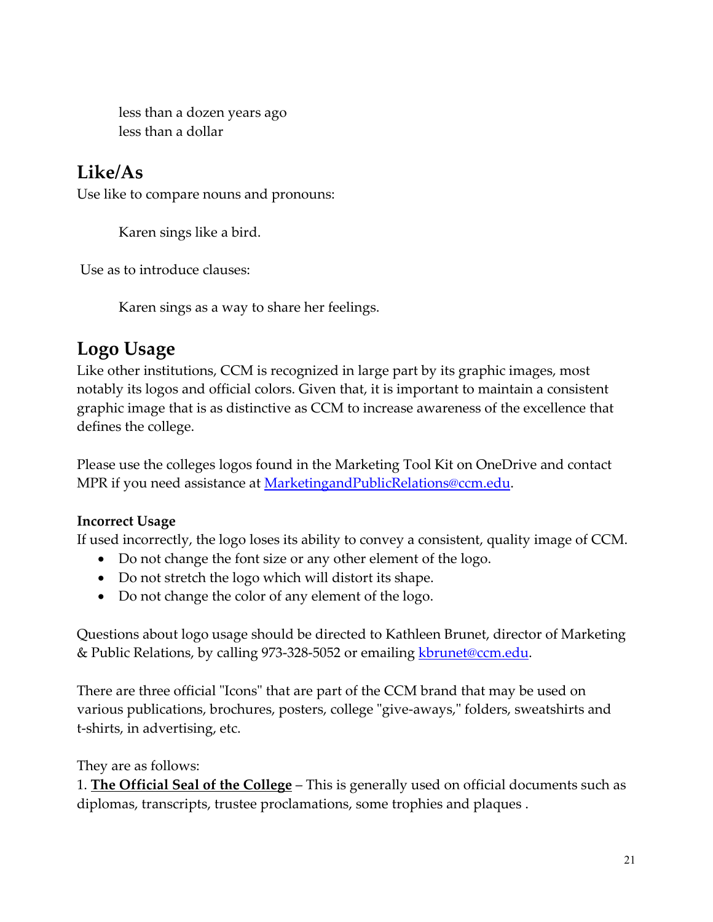less than a dozen years ago
less than a dollar

## Like/As

Use like to compare nouns and pronouns:

Karen sings like a bird.

Use as to introduce clauses:

Karen sings as a way to share her feelings.

## Logo Usage

Like other institutions, CCM is recognized in large part by its graphic images, most notably its logos and official colors. Given that, it is important to maintain a consistent graphic image that is as distinctive as CCM to increase awareness of the excellence that defines the college.

Please use the colleges logos found in the Marketing Tool Kit on OneDrive and contact MPR if you need assistance at [MarketingandPublicRelations@ccm.edu](mailto:MarketingandPublicRelations@ccm.edu).

**Incorrect Usage**

If used incorrectly, the logo loses its ability to convey a consistent, quality image of CCM.

- Do not change the font size or any other element of the logo.
- Do not stretch the logo which will distort its shape.
- Do not change the color of any element of the logo.

Questions about logo usage should be directed to Kathleen Brunet, director of Marketing & Public Relations, by calling 973-328-5052 or emailing [kbrunet@ccm.edu](mailto:kbrunet@ccm.edu).

There are three official "Icons" that are part of the CCM brand that may be used on various publications, brochures, posters, college "give-aways," folders, sweatshirts and t-shirts, in advertising, etc.

They are as follows:

1. **The Official Seal of the College** – This is generally used on official documents such as diplomas, transcripts, trustee proclamations, some trophies and plaques .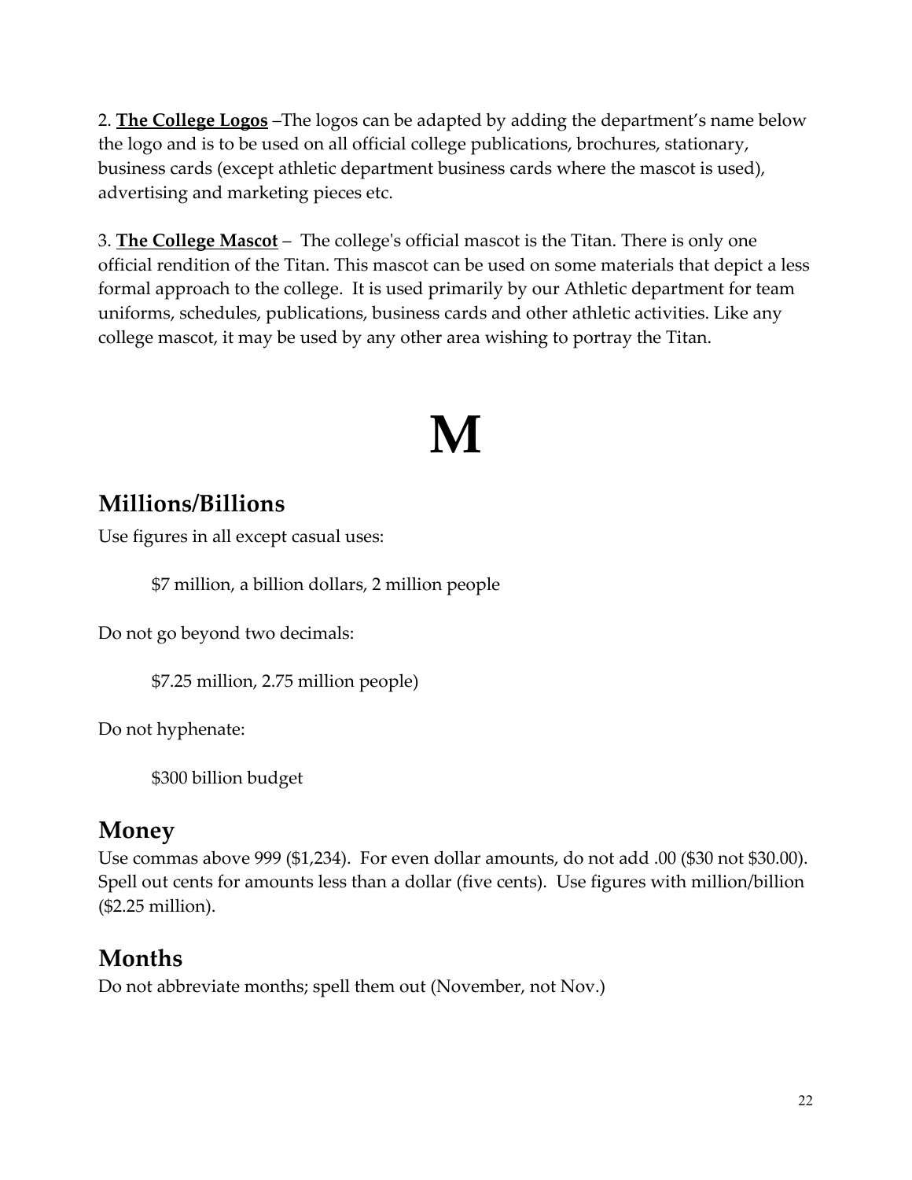2. **The College Logos** –The logos can be adapted by adding the department's name below the logo and is to be used on all official college publications, brochures, stationary, business cards (except athletic department business cards where the mascot is used), advertising and marketing pieces etc.

3. **The College Mascot** – The college's official mascot is the Titan. There is only one official rendition of the Titan. This mascot can be used on some materials that depict a less formal approach to the college. It is used primarily by our Athletic department for team uniforms, schedules, publications, business cards and other athletic activities. Like any college mascot, it may be used by any other area wishing to portray the Titan.

# M

## Millions/Billions

Use figures in all except casual uses:

> $7 million, a billion dollars, 2 million people

Do not go beyond two decimals:

> $7.25 million, 2.75 million people)

Do not hyphenate:

> $300 billion budget

## Money

Use commas above 999 ($1,234). For even dollar amounts, do not add .00 ($30 not $30.00). Spell out cents for amounts less than a dollar (five cents). Use figures with million/billion ($2.25 million).

## Months

Do not abbreviate months; spell them out (November, not Nov.)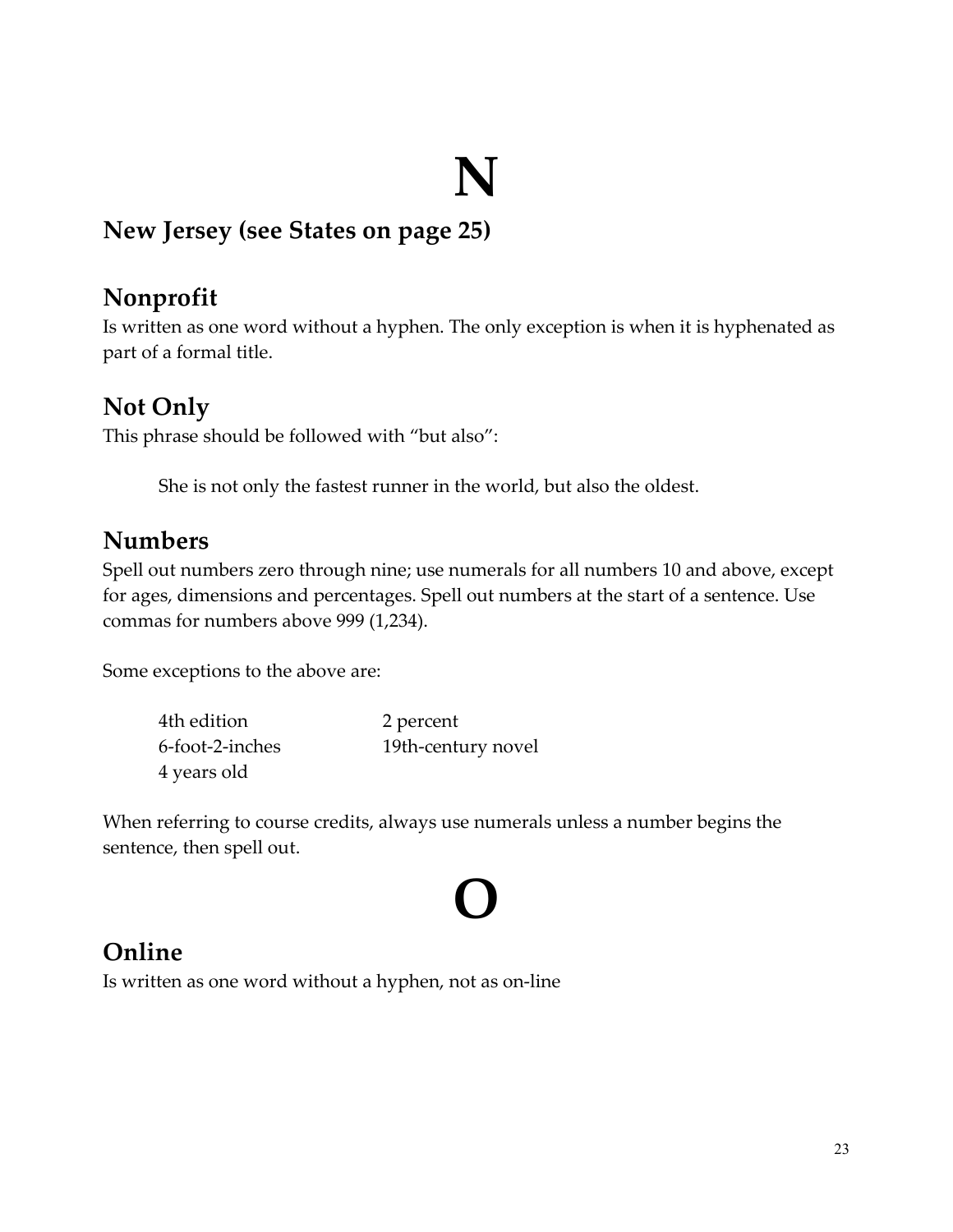# N

## New Jersey (see States on page 25)

## Nonprofit

Is written as one word without a hyphen. The only exception is when it is hyphenated as part of a formal title.

## Not Only

This phrase should be followed with “but also”:

> She is not only the fastest runner in the world, but also the oldest.

## Numbers

Spell out numbers zero through nine; use numerals for all numbers 10 and above, except for ages, dimensions and percentages. Spell out numbers at the start of a sentence. Use commas for numbers above 999 (1,234).

Some exceptions to the above are:

| | |
|---|---|
| 4th edition | 2 percent |
| 6-foot-2-inches | 19th-century novel |
| 4 years old | |

When referring to course credits, always use numerals unless a number begins the sentence, then spell out.

# O

## Online

Is written as one word without a hyphen, not as on-line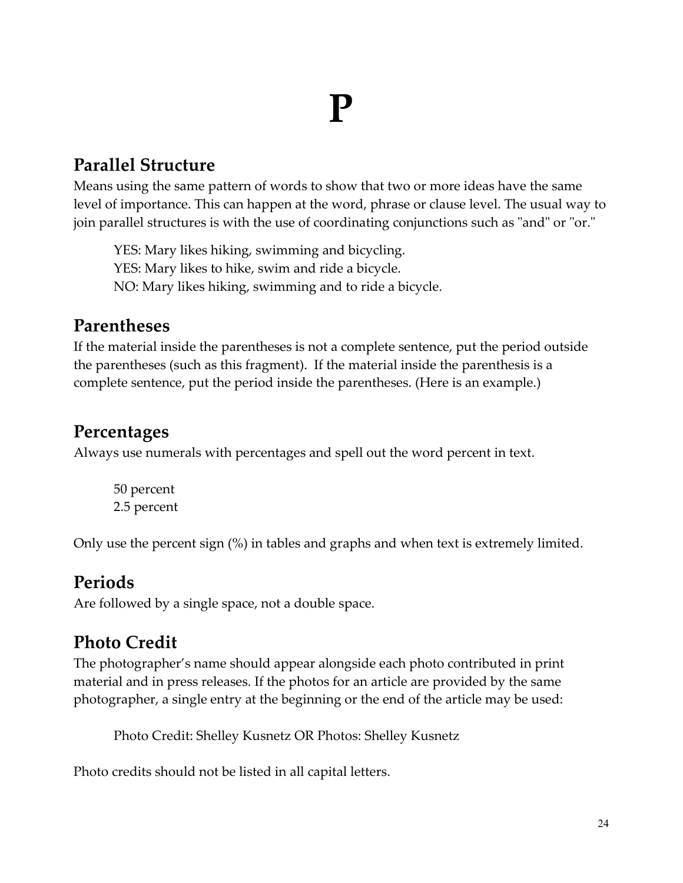# P

## Parallel Structure

Means using the same pattern of words to show that two or more ideas have the same level of importance. This can happen at the word, phrase or clause level. The usual way to join parallel structures is with the use of coordinating conjunctions such as "and" or "or."

> YES: Mary likes hiking, swimming and bicycling.
> YES: Mary likes to hike, swim and ride a bicycle.
> NO: Mary likes hiking, swimming and to ride a bicycle.

## Parentheses

If the material inside the parentheses is not a complete sentence, put the period outside the parentheses (such as this fragment). If the material inside the parenthesis is a complete sentence, put the period inside the parentheses. (Here is an example.)

## Percentages

Always use numerals with percentages and spell out the word percent in text.

> 50 percent
> 2.5 percent

Only use the percent sign (%) in tables and graphs and when text is extremely limited.

## Periods

Are followed by a single space, not a double space.

## Photo Credit

The photographer's name should appear alongside each photo contributed in print material and in press releases. If the photos for an article are provided by the same photographer, a single entry at the beginning or the end of the article may be used:

> Photo Credit: Shelley Kusnetz OR Photos: Shelley Kusnetz

Photo credits should not be listed in all capital letters.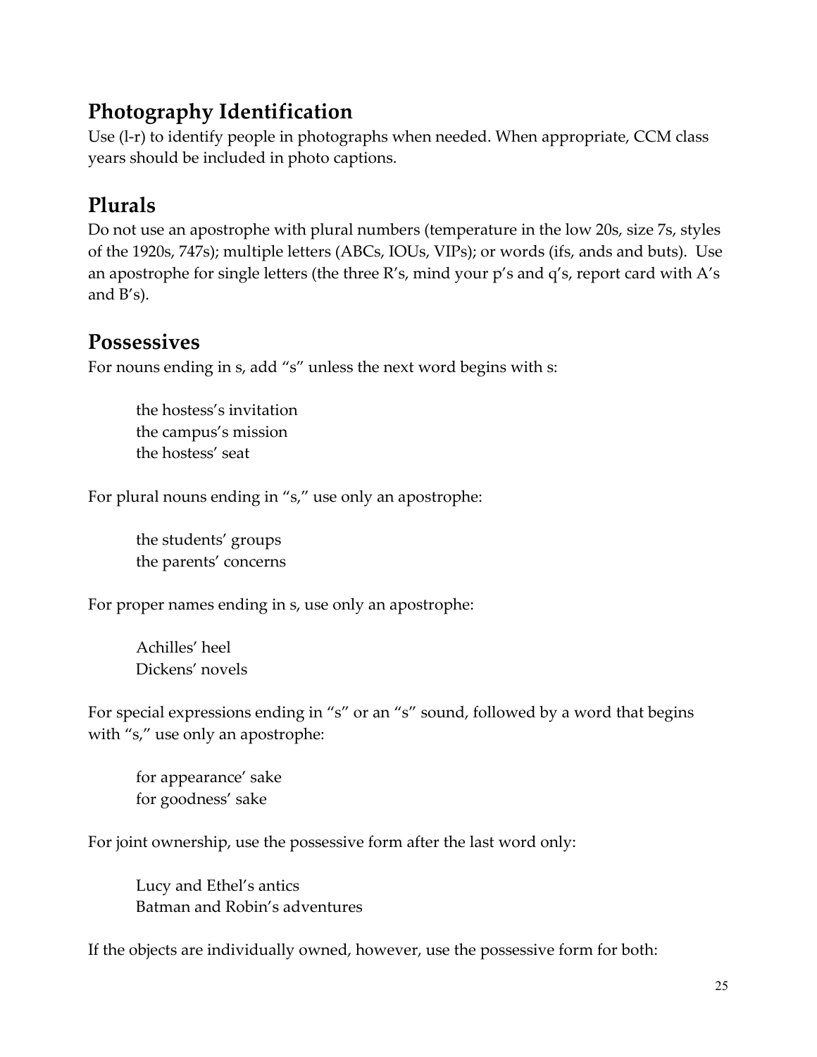## Photography Identification

Use (l-r) to identify people in photographs when needed. When appropriate, CCM class years should be included in photo captions.

## Plurals

Do not use an apostrophe with plural numbers (temperature in the low 20s, size 7s, styles of the 1920s, 747s); multiple letters (ABCs, IOUs, VIPs); or words (ifs, ands and buts). Use an apostrophe for single letters (the three R's, mind your p's and q's, report card with A's and B's).

## Possessives

For nouns ending in s, add "s" unless the next word begins with s:

> the hostess's invitation
> the campus's mission
> the hostess' seat

For plural nouns ending in "s," use only an apostrophe:

> the students' groups
> the parents' concerns

For proper names ending in s, use only an apostrophe:

> Achilles' heel
> Dickens' novels

For special expressions ending in "s" or an "s" sound, followed by a word that begins with "s," use only an apostrophe:

> for appearance' sake
> for goodness' sake

For joint ownership, use the possessive form after the last word only:

> Lucy and Ethel's antics
> Batman and Robin's adventures

If the objects are individually owned, however, use the possessive form for both: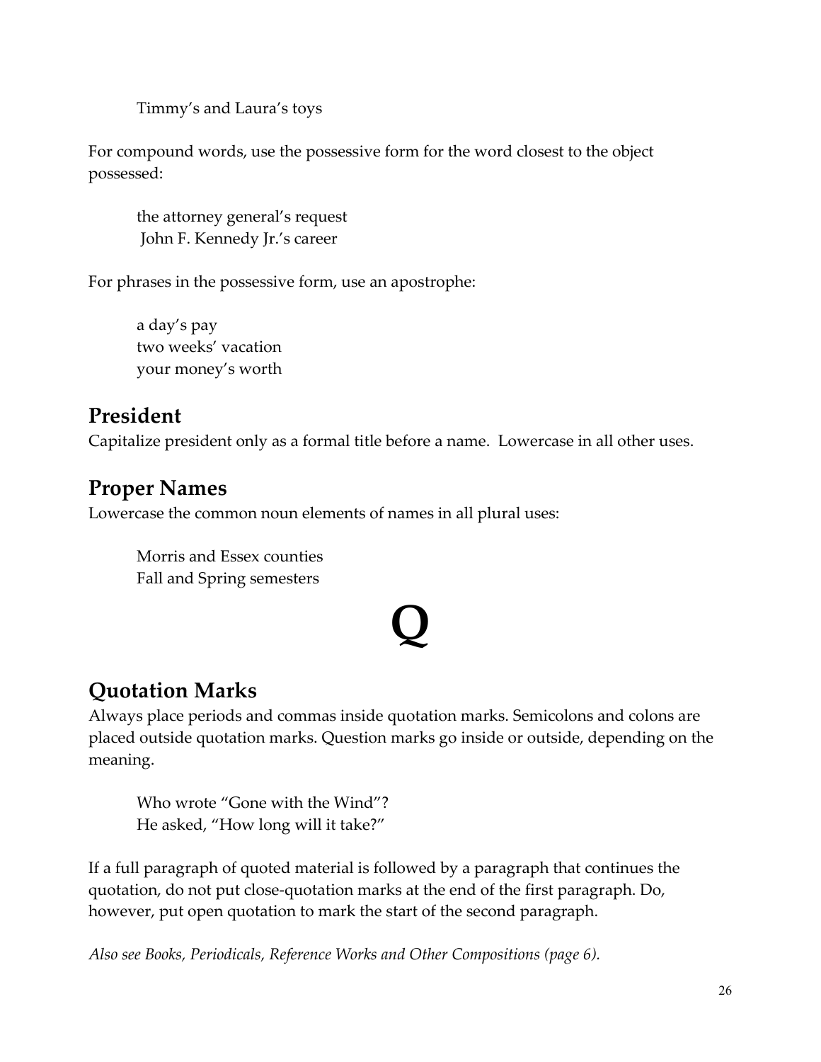Timmy’s and Laura’s toys

For compound words, use the possessive form for the word closest to the object possessed:

the attorney general’s request
John F. Kennedy Jr.’s career

For phrases in the possessive form, use an apostrophe:

a day’s pay
two weeks’ vacation
your money’s worth

## President

Capitalize president only as a formal title before a name. Lowercase in all other uses.

## Proper Names

Lowercase the common noun elements of names in all plural uses:

Morris and Essex counties
Fall and Spring semesters

# Q

## Quotation Marks

Always place periods and commas inside quotation marks. Semicolons and colons are placed outside quotation marks. Question marks go inside or outside, depending on the meaning.

Who wrote “Gone with the Wind”?
He asked, “How long will it take?”

If a full paragraph of quoted material is followed by a paragraph that continues the quotation, do not put close-quotation marks at the end of the first paragraph. Do, however, put open quotation to mark the start of the second paragraph.

*Also see Books, Periodicals, Reference Works and Other Compositions (page 6).*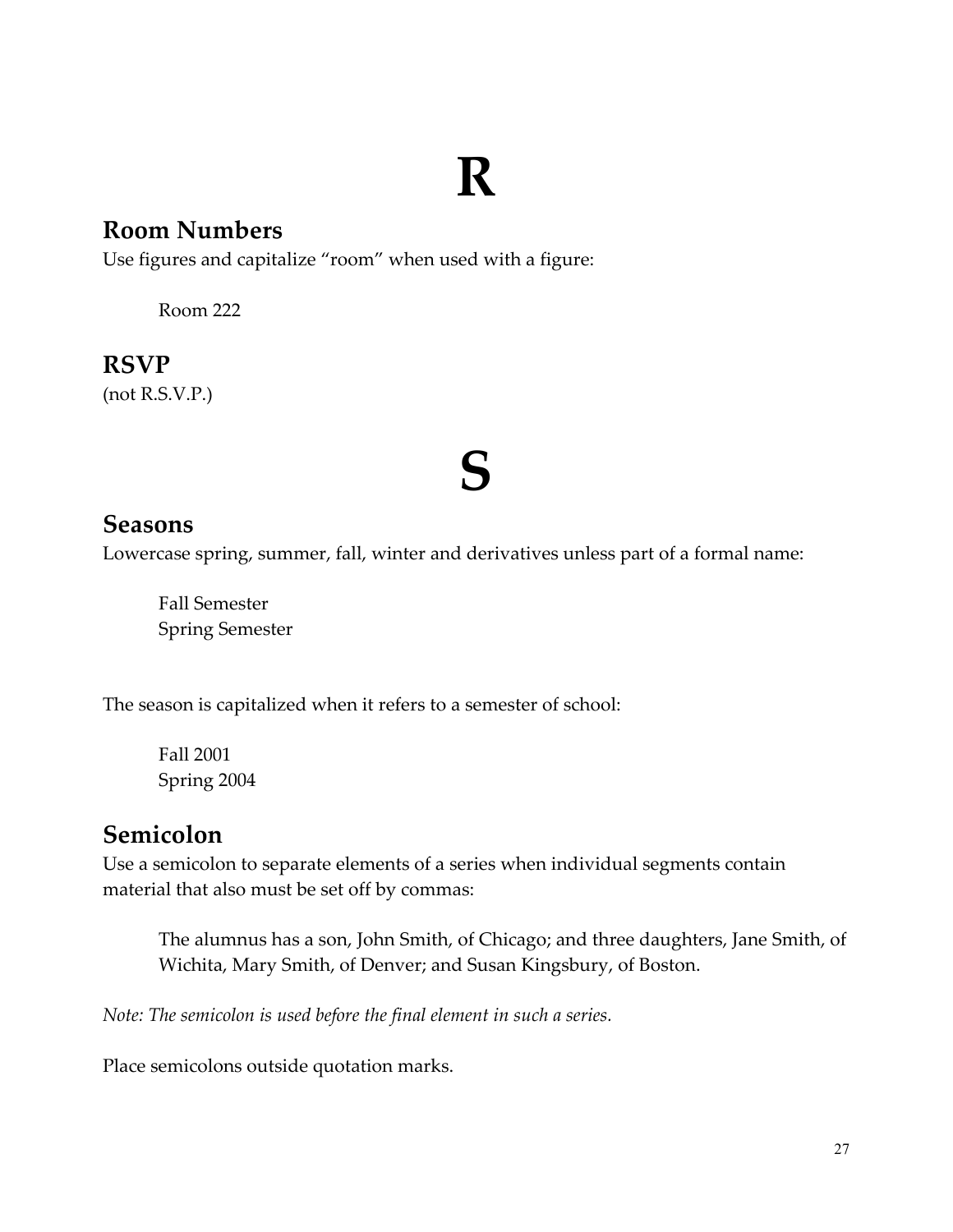# R

## Room Numbers

Use figures and capitalize "room" when used with a figure:

> Room 222

## RSVP

(not R.S.V.P.)

# S

## Seasons

Lowercase spring, summer, fall, winter and derivatives unless part of a formal name:

> Fall Semester
> Spring Semester

The season is capitalized when it refers to a semester of school:

> Fall 2001
> Spring 2004

## Semicolon

Use a semicolon to separate elements of a series when individual segments contain material that also must be set off by commas:

> The alumnus has a son, John Smith, of Chicago; and three daughters, Jane Smith, of Wichita, Mary Smith, of Denver; and Susan Kingsbury, of Boston.

*Note: The semicolon is used before the final element in such a series.*

Place semicolons outside quotation marks.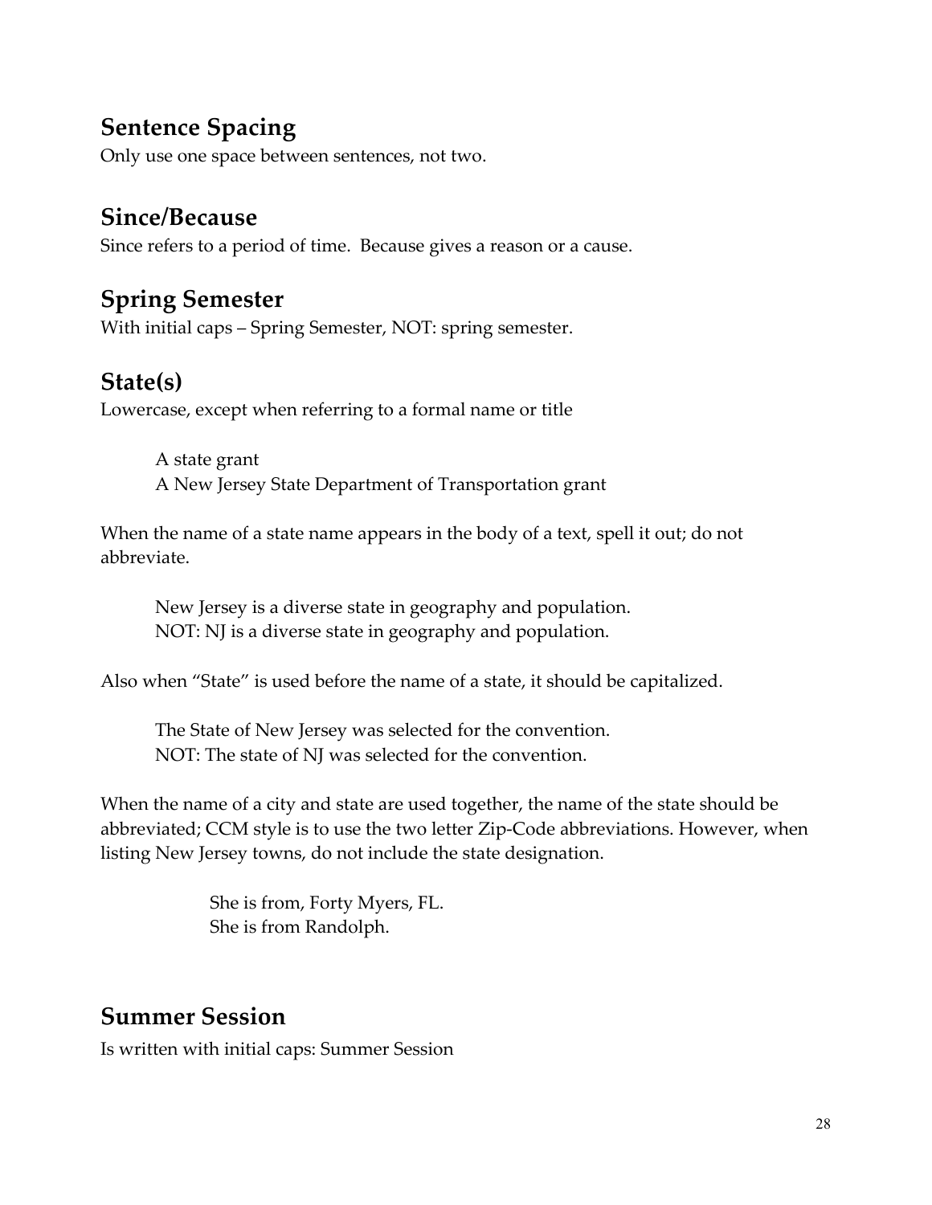## Sentence Spacing

Only use one space between sentences, not two.

## Since/Because

Since refers to a period of time. Because gives a reason or a cause.

## Spring Semester

With initial caps – Spring Semester, NOT: spring semester.

## State(s)

Lowercase, except when referring to a formal name or title

> A state grant
> A New Jersey State Department of Transportation grant

When the name of a state name appears in the body of a text, spell it out; do not abbreviate.

> New Jersey is a diverse state in geography and population.
> NOT: NJ is a diverse state in geography and population.

Also when "State" is used before the name of a state, it should be capitalized.

> The State of New Jersey was selected for the convention.
> NOT: The state of NJ was selected for the convention.

When the name of a city and state are used together, the name of the state should be abbreviated; CCM style is to use the two letter Zip-Code abbreviations. However, when listing New Jersey towns, do not include the state designation.

> She is from, Forty Myers, FL.
> She is from Randolph.

## Summer Session

Is written with initial caps: Summer Session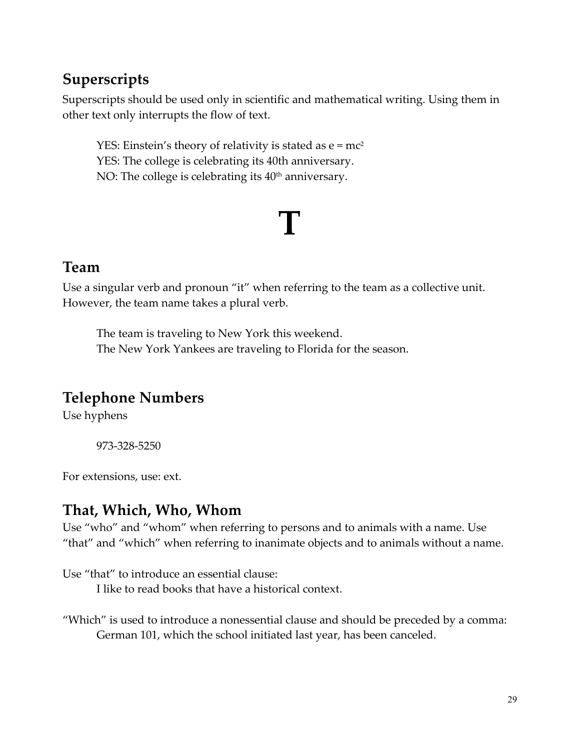## Superscripts

Superscripts should be used only in scientific and mathematical writing. Using them in other text only interrupts the flow of text.

> YES: Einstein's theory of relativity is stated as $e = mc^2$
> YES: The college is celebrating its 40th anniversary.
> NO: The college is celebrating its $40^{th}$ anniversary.

# T

## Team

Use a singular verb and pronoun "it" when referring to the team as a collective unit. However, the team name takes a plural verb.

> The team is traveling to New York this weekend.
> The New York Yankees are traveling to Florida for the season.

## Telephone Numbers

Use hyphens

> 973-328-5250

For extensions, use: ext.

## That, Which, Who, Whom

Use "who" and "whom" when referring to persons and to animals with a name. Use "that" and "which" when referring to inanimate objects and to animals without a name.

Use "that" to introduce an essential clause:

> I like to read books that have a historical context.

"Which" is used to introduce a nonessential clause and should be preceded by a comma:

> German 101, which the school initiated last year, has been canceled.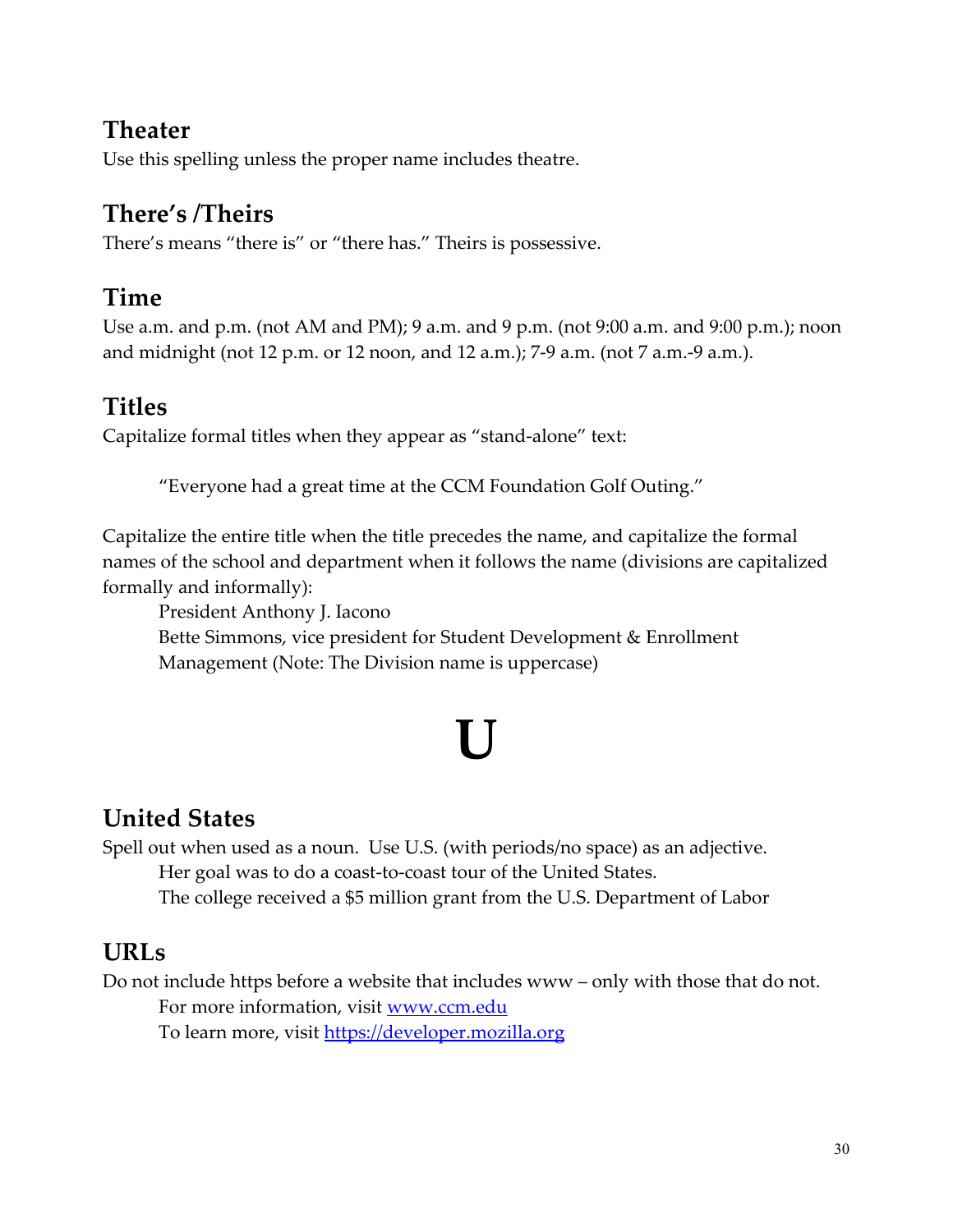## Theater

Use this spelling unless the proper name includes theatre.

## There's /Theirs

There's means "there is" or "there has." Theirs is possessive.

## Time

Use a.m. and p.m. (not AM and PM); 9 a.m. and 9 p.m. (not 9:00 a.m. and 9:00 p.m.); noon and midnight (not 12 p.m. or 12 noon, and 12 a.m.); 7-9 a.m. (not 7 a.m.-9 a.m.).

## Titles

Capitalize formal titles when they appear as "stand-alone" text:

> "Everyone had a great time at the CCM Foundation Golf Outing."

Capitalize the entire title when the title precedes the name, and capitalize the formal names of the school and department when it follows the name (divisions are capitalized formally and informally):

> President Anthony J. Iacono
> Bette Simmons, vice president for Student Development & Enrollment Management (Note: The Division name is uppercase)

# U

## United States

Spell out when used as a noun. Use U.S. (with periods/no space) as an adjective.

> Her goal was to do a coast-to-coast tour of the United States.
> The college received a $5 million grant from the U.S. Department of Labor

## URLs

Do not include https before a website that includes www – only with those that do not.

> For more information, visit [www.ccm.edu](www.ccm.edu)
> To learn more, visit [https://developer.mozilla.org](https://developer.mozilla.org)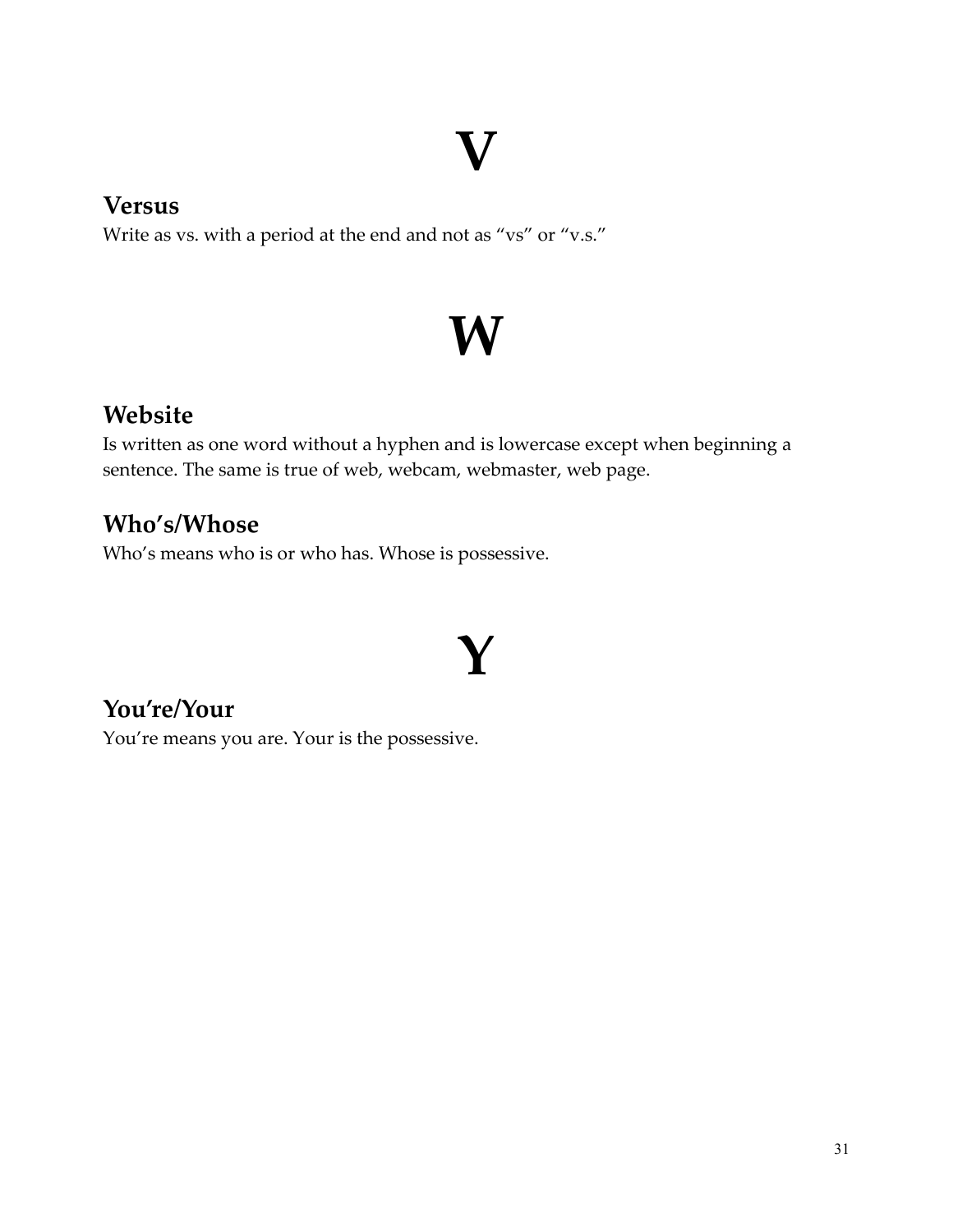# V

### Versus

Write as vs. with a period at the end and not as “vs” or “v.s.”

# W

### Website

Is written as one word without a hyphen and is lowercase except when beginning a sentence. The same is true of web, webcam, webmaster, web page.

### Who’s/Whose

Who’s means who is or who has. Whose is possessive.

# Y

### You’re/Your

You’re means you are. Your is the possessive.